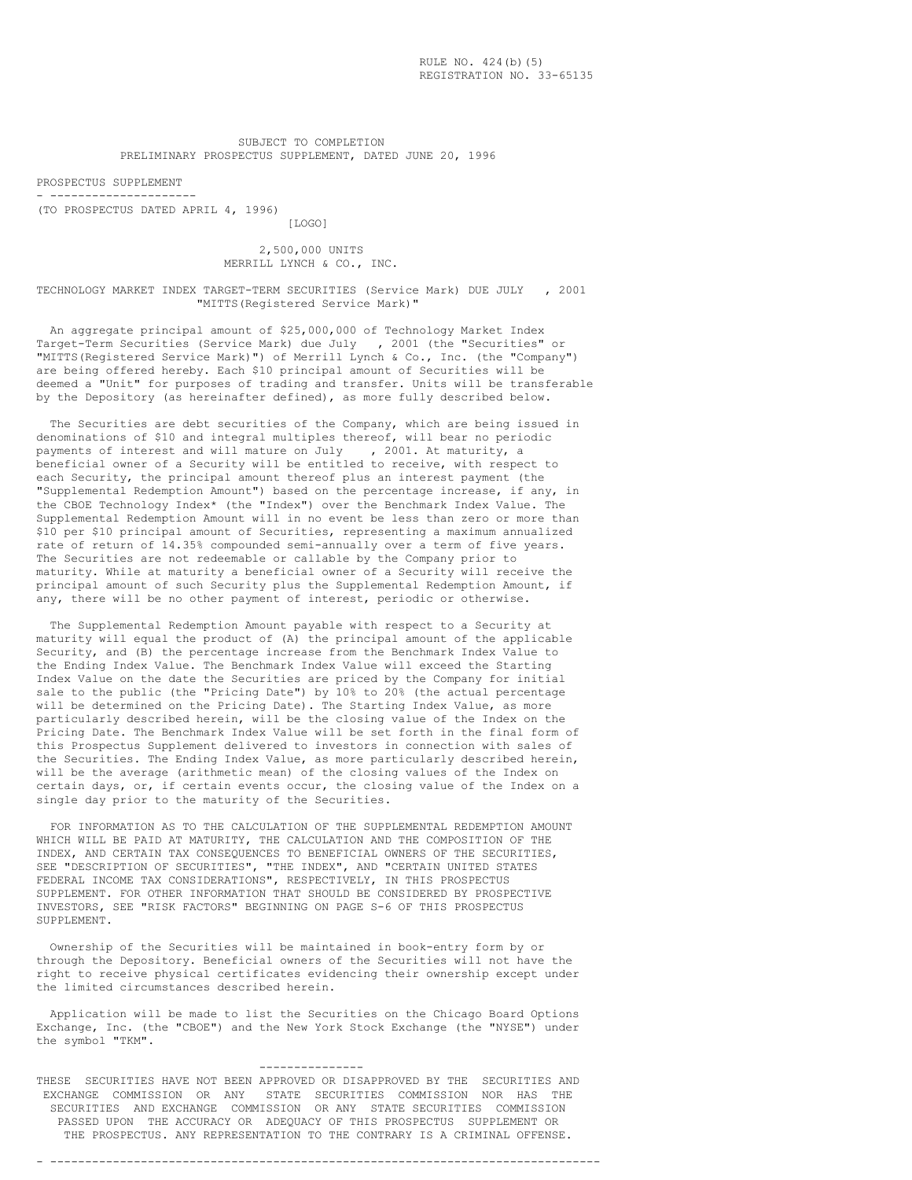RULE NO. 424(b)(5)
REGISTRATION NO. 33-65135

SUBJECT TO COMPLETION
PRELIMINARY PROSPECTUS SUPPLEMENT, DATED JUNE 20, 1996

PROSPECTUS SUPPLEMENT

(TO PROSPECTUS DATED APRIL 4, 1996)

[LOGO]

2,500,000 UNITS
MERRILL LYNCH & CO., INC.

TECHNOLOGY MARKET INDEX TARGET-TERM SECURITIES (Service Mark) DUE JULY   , 2001
"MITTS(Registered Service Mark)"

An aggregate principal amount of $25,000,000 of Technology Market Index Target-Term Securities (Service Mark) due July   , 2001 (the "Securities" or "MITTS(Registered Service Mark)") of Merrill Lynch & Co., Inc. (the "Company") are being offered hereby. Each $10 principal amount of Securities will be deemed a "Unit" for purposes of trading and transfer. Units will be transferable by the Depository (as hereinafter defined), as more fully described below.

The Securities are debt securities of the Company, which are being issued in denominations of $10 and integral multiples thereof, will bear no periodic payments of interest and will mature on July   , 2001. At maturity, a beneficial owner of a Security will be entitled to receive, with respect to each Security, the principal amount thereof plus an interest payment (the "Supplemental Redemption Amount") based on the percentage increase, if any, in the CBOE Technology Index* (the "Index") over the Benchmark Index Value. The Supplemental Redemption Amount will in no event be less than zero or more than $10 per $10 principal amount of Securities, representing a maximum annualized rate of return of 14.35% compounded semi-annually over a term of five years. The Securities are not redeemable or callable by the Company prior to maturity. While at maturity a beneficial owner of a Security will receive the principal amount of such Security plus the Supplemental Redemption Amount, if any, there will be no other payment of interest, periodic or otherwise.

The Supplemental Redemption Amount payable with respect to a Security at maturity will equal the product of (A) the principal amount of the applicable Security, and (B) the percentage increase from the Benchmark Index Value to the Ending Index Value. The Benchmark Index Value will exceed the Starting Index Value on the date the Securities are priced by the Company for initial sale to the public (the "Pricing Date") by 10% to 20% (the actual percentage will be determined on the Pricing Date). The Starting Index Value, as more particularly described herein, will be the closing value of the Index on the Pricing Date. The Benchmark Index Value will be set forth in the final form of this Prospectus Supplement delivered to investors in connection with sales of the Securities. The Ending Index Value, as more particularly described herein, will be the average (arithmetic mean) of the closing values of the Index on certain days, or, if certain events occur, the closing value of the Index on a single day prior to the maturity of the Securities.

FOR INFORMATION AS TO THE CALCULATION OF THE SUPPLEMENTAL REDEMPTION AMOUNT WHICH WILL BE PAID AT MATURITY, THE CALCULATION AND THE COMPOSITION OF THE INDEX, AND CERTAIN TAX CONSEQUENCES TO BENEFICIAL OWNERS OF THE SECURITIES, SEE "DESCRIPTION OF SECURITIES", "THE INDEX", AND "CERTAIN UNITED STATES FEDERAL INCOME TAX CONSIDERATIONS", RESPECTIVELY, IN THIS PROSPECTUS SUPPLEMENT. FOR OTHER INFORMATION THAT SHOULD BE CONSIDERED BY PROSPECTIVE INVESTORS, SEE "RISK FACTORS" BEGINNING ON PAGE S-6 OF THIS PROSPECTUS SUPPLEMENT.

Ownership of the Securities will be maintained in book-entry form by or through the Depository. Beneficial owners of the Securities will not have the right to receive physical certificates evidencing their ownership except under the limited circumstances described herein.

Application will be made to list the Securities on the Chicago Board Options Exchange, Inc. (the "CBOE") and the New York Stock Exchange (the "NYSE") under the symbol "TKM".

---

THESE SECURITIES HAVE NOT BEEN APPROVED OR DISAPPROVED BY THE SECURITIES AND EXCHANGE COMMISSION OR ANY STATE SECURITIES COMMISSION NOR HAS THE SECURITIES AND EXCHANGE COMMISSION OR ANY STATE SECURITIES COMMISSION PASSED UPON THE ACCURACY OR ADEQUACY OF THIS PROSPECTUS SUPPLEMENT OR THE PROSPECTUS. ANY REPRESENTATION TO THE CONTRARY IS A CRIMINAL OFFENSE.

---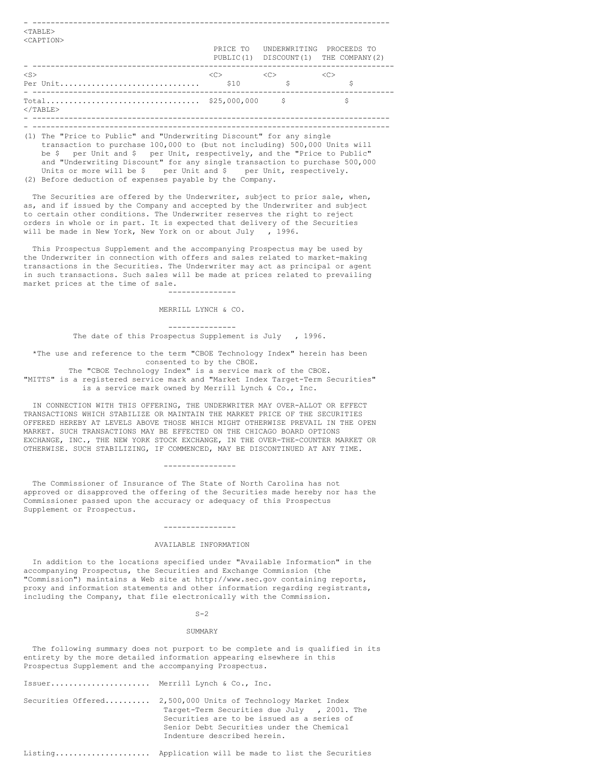| | PRICE TO PUBLIC(1) | UNDERWRITING DISCOUNT(1) | PROCEEDS TO THE COMPANY(2) |
|---|---|---|---|
| Per Unit | $10 | $ | $ |
| Total | $25,000,000 | $ | $ |

(1) The "Price to Public" and "Underwriting Discount" for any single transaction to purchase 100,000 to (but not including) 500,000 Units will be $ per Unit and $ per Unit, respectively, and the "Price to Public" and "Underwriting Discount" for any single transaction to purchase 500,000 Units or more will be $ per Unit and $ per Unit, respectively.
(2) Before deduction of expenses payable by the Company.

The Securities are offered by the Underwriter, subject to prior sale, when, as, and if issued by the Company and accepted by the Underwriter and subject to certain other conditions. The Underwriter reserves the right to reject orders in whole or in part. It is expected that delivery of the Securities will be made in New York, New York on or about July , 1996.

This Prospectus Supplement and the accompanying Prospectus may be used by the Underwriter in connection with offers and sales related to market-making transactions in the Securities. The Underwriter may act as principal or agent in such transactions. Such sales will be made at prices related to prevailing market prices at the time of sale.

---

MERRILL LYNCH & CO.

---

The date of this Prospectus Supplement is July , 1996.

*The use and reference to the term "CBOE Technology Index" herein has been consented to by the CBOE.
The "CBOE Technology Index" is a service mark of the CBOE.
"MITTS" is a registered service mark and "Market Index Target-Term Securities" is a service mark owned by Merrill Lynch & Co., Inc.

IN CONNECTION WITH THIS OFFERING, THE UNDERWRITER MAY OVER-ALLOT OR EFFECT TRANSACTIONS WHICH STABILIZE OR MAINTAIN THE MARKET PRICE OF THE SECURITIES OFFERED HEREBY AT LEVELS ABOVE THOSE WHICH MIGHT OTHERWISE PREVAIL IN THE OPEN MARKET. SUCH TRANSACTIONS MAY BE EFFECTED ON THE CHICAGO BOARD OPTIONS EXCHANGE, INC., THE NEW YORK STOCK EXCHANGE, IN THE OVER-THE-COUNTER MARKET OR OTHERWISE. SUCH STABILIZING, IF COMMENCED, MAY BE DISCONTINUED AT ANY TIME.

---

The Commissioner of Insurance of The State of North Carolina has not approved or disapproved the offering of the Securities made hereby nor has the Commissioner passed upon the accuracy or adequacy of this Prospectus Supplement or Prospectus.

---

## AVAILABLE INFORMATION

In addition to the locations specified under "Available Information" in the accompanying Prospectus, the Securities and Exchange Commission (the "Commission") maintains a Web site at http://www.sec.gov containing reports, proxy and information statements and other information regarding registrants, including the Company, that file electronically with the Commission.

## SUMMARY

The following summary does not purport to be complete and is qualified in its entirety by the more detailed information appearing elsewhere in this Prospectus Supplement and the accompanying Prospectus.

**Issuer.....................** Merrill Lynch & Co., Inc.

**Securities Offered.........** 2,500,000 Units of Technology Market Index Target-Term Securities due July , 2001. The Securities are to be issued as a series of Senior Debt Securities under the Chemical Indenture described herein.

**Listing....................** Application will be made to list the Securities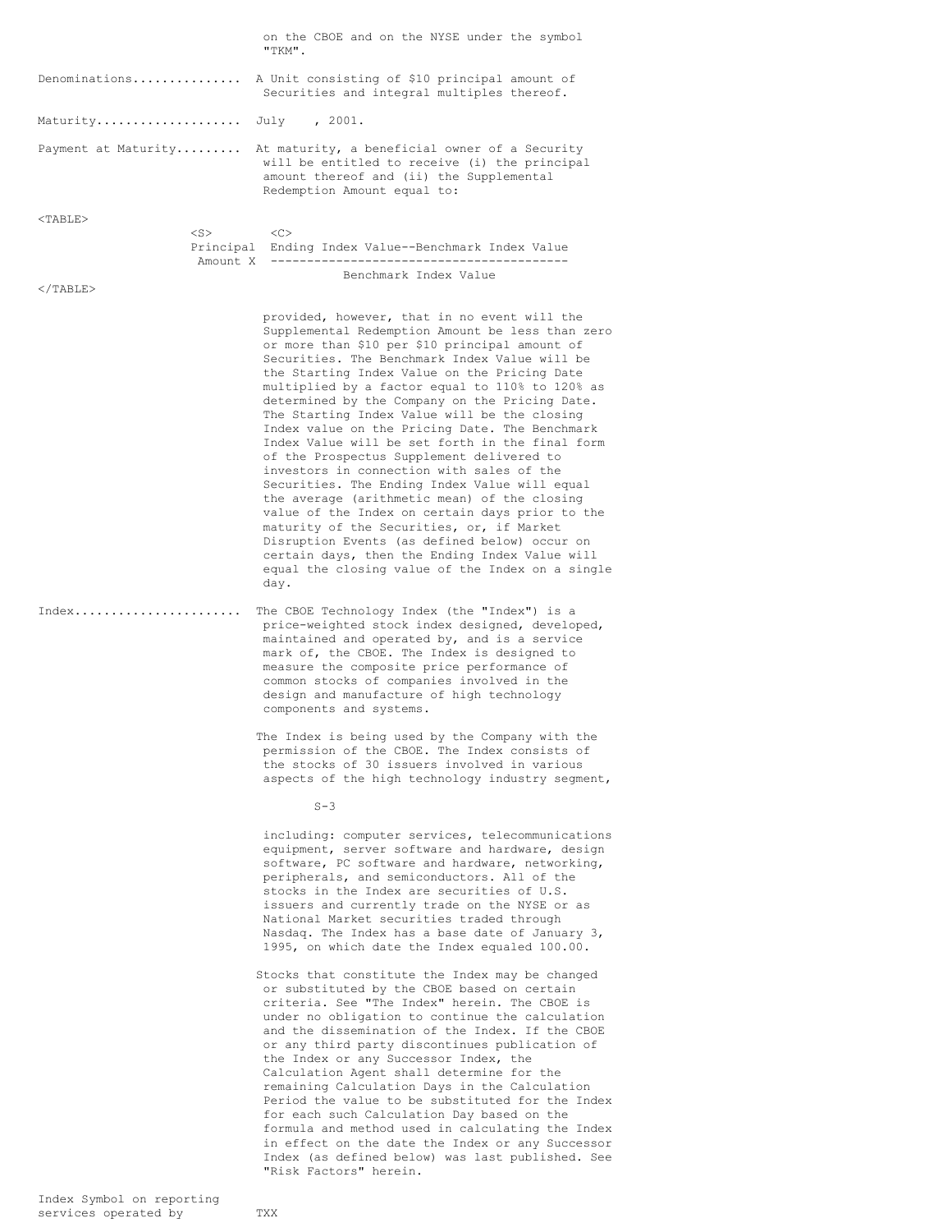on the CBOE and on the NYSE under the symbol "TKM".

**Denominations...............** A Unit consisting of $10 principal amount of Securities and integral multiples thereof.

**Maturity....................** July , 2001.

**Payment at Maturity.........** At maturity, a beneficial owner of a Security will be entitled to receive (i) the principal amount thereof and (ii) the Supplemental Redemption Amount equal to:

$$\text{Principal Amount} \times \frac{\text{Ending Index Value} - \text{Benchmark Index Value}}{\text{Benchmark Index Value}}$$

provided, however, that in no event will the Supplemental Redemption Amount be less than zero or more than $10 per $10 principal amount of Securities. The Benchmark Index Value will be the Starting Index Value on the Pricing Date multiplied by a factor equal to 110% to 120% as determined by the Company on the Pricing Date. The Starting Index Value will be the closing Index value on the Pricing Date. The Benchmark Index Value will be set forth in the final form of the Prospectus Supplement delivered to investors in connection with sales of the Securities. The Ending Index Value will equal the average (arithmetic mean) of the closing value of the Index on certain days prior to the maturity of the Securities, or, if Market Disruption Events (as defined below) occur on certain days, then the Ending Index Value will equal the closing value of the Index on a single day.

**Index.......................** The CBOE Technology Index (the "Index") is a price-weighted stock index designed, developed, maintained and operated by, and is a service mark of, the CBOE. The Index is designed to measure the composite price performance of common stocks of companies involved in the design and manufacture of high technology components and systems.

The Index is being used by the Company with the permission of the CBOE. The Index consists of the stocks of 30 issuers involved in various aspects of the high technology industry segment, including: computer services, telecommunications equipment, server software and hardware, design software, PC software and hardware, networking, peripherals, and semiconductors. All of the stocks in the Index are securities of U.S. issuers and currently trade on the NYSE or as National Market securities traded through Nasdaq. The Index has a base date of January 3, 1995, on which date the Index equaled 100.00.

Stocks that constitute the Index may be changed or substituted by the CBOE based on certain criteria. See "The Index" herein. The CBOE is under no obligation to continue the calculation and the dissemination of the Index. If the CBOE or any third party discontinues publication of the Index or any Successor Index, the Calculation Agent shall determine for the remaining Calculation Days in the Calculation Period the value to be substituted for the Index for each such Calculation Day based on the formula and method used in calculating the Index in effect on the date the Index or any Successor Index (as defined below) was last published. See "Risk Factors" herein.

**Index Symbol on reporting services operated by** TXX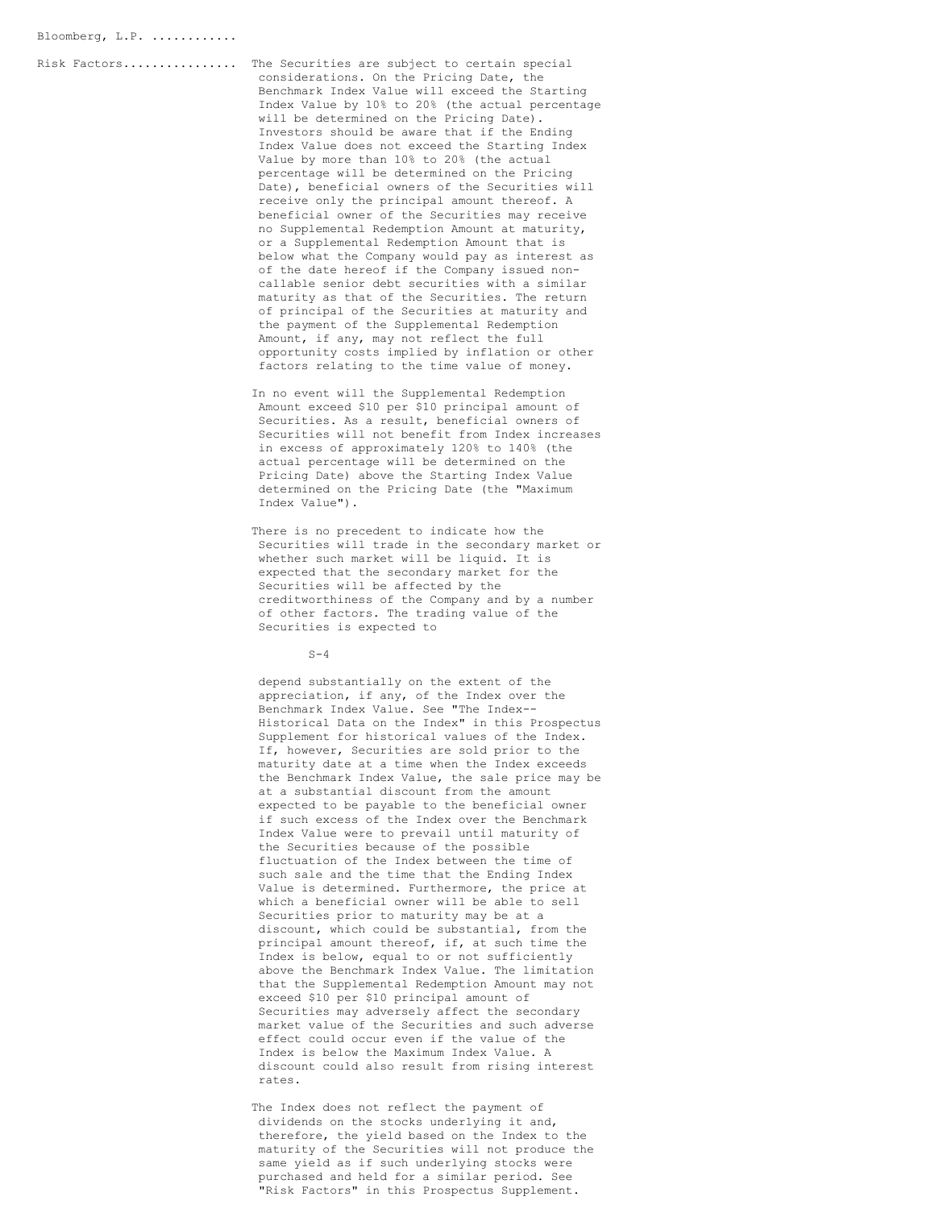Bloomberg, L.P. ............

**Risk Factors................** The Securities are subject to certain special considerations. On the Pricing Date, the Benchmark Index Value will exceed the Starting Index Value by 10% to 20% (the actual percentage will be determined on the Pricing Date). Investors should be aware that if the Ending Index Value does not exceed the Starting Index Value by more than 10% to 20% (the actual percentage will be determined on the Pricing Date), beneficial owners of the Securities will receive only the principal amount thereof. A beneficial owner of the Securities may receive no Supplemental Redemption Amount at maturity, or a Supplemental Redemption Amount that is below what the Company would pay as interest as of the date hereof if the Company issued non-callable senior debt securities with a similar maturity as that of the Securities. The return of principal of the Securities at maturity and the payment of the Supplemental Redemption Amount, if any, may not reflect the full opportunity costs implied by inflation or other factors relating to the time value of money.

In no event will the Supplemental Redemption Amount exceed $10 per $10 principal amount of Securities. As a result, beneficial owners of Securities will not benefit from Index increases in excess of approximately 120% to 140% (the actual percentage will be determined on the Pricing Date) above the Starting Index Value determined on the Pricing Date (the "Maximum Index Value").

There is no precedent to indicate how the Securities will trade in the secondary market or whether such market will be liquid. It is expected that the secondary market for the Securities will be affected by the creditworthiness of the Company and by a number of other factors. The trading value of the Securities is expected to depend substantially on the extent of the appreciation, if any, of the Index over the Benchmark Index Value. See "The Index--Historical Data on the Index" in this Prospectus Supplement for historical values of the Index. If, however, Securities are sold prior to the maturity date at a time when the Index exceeds the Benchmark Index Value, the sale price may be at a substantial discount from the amount expected to be payable to the beneficial owner if such excess of the Index over the Benchmark Index Value were to prevail until maturity of the Securities because of the possible fluctuation of the Index between the time of such sale and the time that the Ending Index Value is determined. Furthermore, the price at which a beneficial owner will be able to sell Securities prior to maturity may be at a discount, which could be substantial, from the principal amount thereof, if, at such time the Index is below, equal to or not sufficiently above the Benchmark Index Value. The limitation that the Supplemental Redemption Amount may not exceed $10 per $10 principal amount of Securities may adversely affect the secondary market value of the Securities and such adverse effect could occur even if the value of the Index is below the Maximum Index Value. A discount could also result from rising interest rates.

The Index does not reflect the payment of dividends on the stocks underlying it and, therefore, the yield based on the Index to the maturity of the Securities will not produce the same yield as if such underlying stocks were purchased and held for a similar period. See "Risk Factors" in this Prospectus Supplement.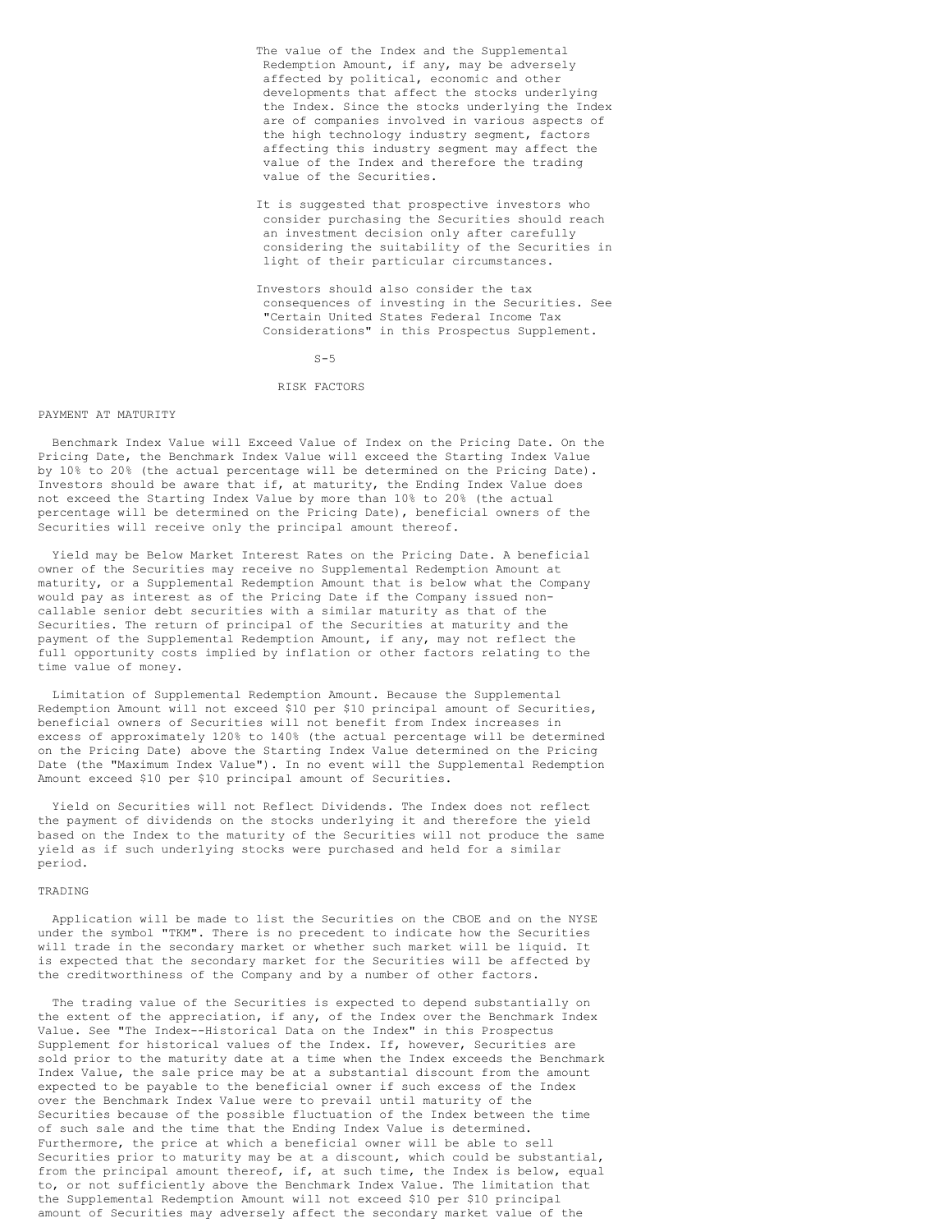The value of the Index and the Supplemental Redemption Amount, if any, may be adversely affected by political, economic and other developments that affect the stocks underlying the Index. Since the stocks underlying the Index are of companies involved in various aspects of the high technology industry segment, factors affecting this industry segment may affect the value of the Index and therefore the trading value of the Securities.

It is suggested that prospective investors who consider purchasing the Securities should reach an investment decision only after carefully considering the suitability of the Securities in light of their particular circumstances.

Investors should also consider the tax consequences of investing in the Securities. See "Certain United States Federal Income Tax Considerations" in this Prospectus Supplement.

## RISK FACTORS

### PAYMENT AT MATURITY

Benchmark Index Value will Exceed Value of Index on the Pricing Date. On the Pricing Date, the Benchmark Index Value will exceed the Starting Index Value by 10% to 20% (the actual percentage will be determined on the Pricing Date). Investors should be aware that if, at maturity, the Ending Index Value does not exceed the Starting Index Value by more than 10% to 20% (the actual percentage will be determined on the Pricing Date), beneficial owners of the Securities will receive only the principal amount thereof.

Yield may be Below Market Interest Rates on the Pricing Date. A beneficial owner of the Securities may receive no Supplemental Redemption Amount at maturity, or a Supplemental Redemption Amount that is below what the Company would pay as interest as of the Pricing Date if the Company issued non-callable senior debt securities with a similar maturity as that of the Securities. The return of principal of the Securities at maturity and the payment of the Supplemental Redemption Amount, if any, may not reflect the full opportunity costs implied by inflation or other factors relating to the time value of money.

Limitation of Supplemental Redemption Amount. Because the Supplemental Redemption Amount will not exceed $10 per $10 principal amount of Securities, beneficial owners of Securities will not benefit from Index increases in excess of approximately 120% to 140% (the actual percentage will be determined on the Pricing Date) above the Starting Index Value determined on the Pricing Date (the "Maximum Index Value"). In no event will the Supplemental Redemption Amount exceed $10 per $10 principal amount of Securities.

Yield on Securities will not Reflect Dividends. The Index does not reflect the payment of dividends on the stocks underlying it and therefore the yield based on the Index to the maturity of the Securities will not produce the same yield as if such underlying stocks were purchased and held for a similar period.

### TRADING

Application will be made to list the Securities on the CBOE and on the NYSE under the symbol "TKM". There is no precedent to indicate how the Securities will trade in the secondary market or whether such market will be liquid. It is expected that the secondary market for the Securities will be affected by the creditworthiness of the Company and by a number of other factors.

The trading value of the Securities is expected to depend substantially on the extent of the appreciation, if any, of the Index over the Benchmark Index Value. See "The Index--Historical Data on the Index" in this Prospectus Supplement for historical values of the Index. If, however, Securities are sold prior to the maturity date at a time when the Index exceeds the Benchmark Index Value, the sale price may be at a substantial discount from the amount expected to be payable to the beneficial owner if such excess of the Index over the Benchmark Index Value were to prevail until maturity of the Securities because of the possible fluctuation of the Index between the time of such sale and the time that the Ending Index Value is determined. Furthermore, the price at which a beneficial owner will be able to sell Securities prior to maturity may be at a discount, which could be substantial, from the principal amount thereof, if, at such time, the Index is below, equal to, or not sufficiently above the Benchmark Index Value. The limitation that the Supplemental Redemption Amount will not exceed $10 per $10 principal amount of Securities may adversely affect the secondary market value of the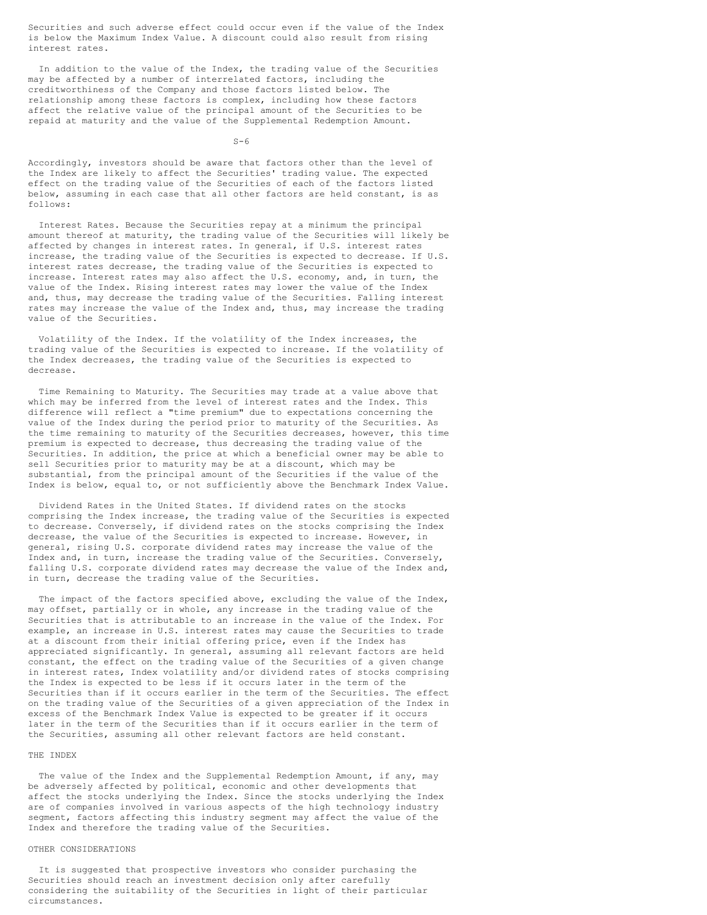Securities and such adverse effect could occur even if the value of the Index is below the Maximum Index Value. A discount could also result from rising interest rates.

In addition to the value of the Index, the trading value of the Securities may be affected by a number of interrelated factors, including the creditworthiness of the Company and those factors listed below. The relationship among these factors is complex, including how these factors affect the relative value of the principal amount of the Securities to be repaid at maturity and the value of the Supplemental Redemption Amount.

Accordingly, investors should be aware that factors other than the level of the Index are likely to affect the Securities' trading value. The expected effect on the trading value of the Securities of each of the factors listed below, assuming in each case that all other factors are held constant, is as follows:

Interest Rates. Because the Securities repay at a minimum the principal amount thereof at maturity, the trading value of the Securities will likely be affected by changes in interest rates. In general, if U.S. interest rates increase, the trading value of the Securities is expected to decrease. If U.S. interest rates decrease, the trading value of the Securities is expected to increase. Interest rates may also affect the U.S. economy, and, in turn, the value of the Index. Rising interest rates may lower the value of the Index and, thus, may decrease the trading value of the Securities. Falling interest rates may increase the value of the Index and, thus, may increase the trading value of the Securities.

Volatility of the Index. If the volatility of the Index increases, the trading value of the Securities is expected to increase. If the volatility of the Index decreases, the trading value of the Securities is expected to decrease.

Time Remaining to Maturity. The Securities may trade at a value above that which may be inferred from the level of interest rates and the Index. This difference will reflect a "time premium" due to expectations concerning the value of the Index during the period prior to maturity of the Securities. As the time remaining to maturity of the Securities decreases, however, this time premium is expected to decrease, thus decreasing the trading value of the Securities. In addition, the price at which a beneficial owner may be able to sell Securities prior to maturity may be at a discount, which may be substantial, from the principal amount of the Securities if the value of the Index is below, equal to, or not sufficiently above the Benchmark Index Value.

Dividend Rates in the United States. If dividend rates on the stocks comprising the Index increase, the trading value of the Securities is expected to decrease. Conversely, if dividend rates on the stocks comprising the Index decrease, the value of the Securities is expected to increase. However, in general, rising U.S. corporate dividend rates may increase the value of the Index and, in turn, increase the trading value of the Securities. Conversely, falling U.S. corporate dividend rates may decrease the value of the Index and, in turn, decrease the trading value of the Securities.

The impact of the factors specified above, excluding the value of the Index, may offset, partially or in whole, any increase in the trading value of the Securities that is attributable to an increase in the value of the Index. For example, an increase in U.S. interest rates may cause the Securities to trade at a discount from their initial offering price, even if the Index has appreciated significantly. In general, assuming all relevant factors are held constant, the effect on the trading value of the Securities of a given change in interest rates, Index volatility and/or dividend rates of stocks comprising the Index is expected to be less if it occurs later in the term of the Securities than if it occurs earlier in the term of the Securities. The effect on the trading value of the Securities of a given appreciation of the Index in excess of the Benchmark Index Value is expected to be greater if it occurs later in the term of the Securities than if it occurs earlier in the term of the Securities, assuming all other relevant factors are held constant.

## THE INDEX

The value of the Index and the Supplemental Redemption Amount, if any, may be adversely affected by political, economic and other developments that affect the stocks underlying the Index. Since the stocks underlying the Index are of companies involved in various aspects of the high technology industry segment, factors affecting this industry segment may affect the value of the Index and therefore the trading value of the Securities.

## OTHER CONSIDERATIONS

It is suggested that prospective investors who consider purchasing the Securities should reach an investment decision only after carefully considering the suitability of the Securities in light of their particular circumstances.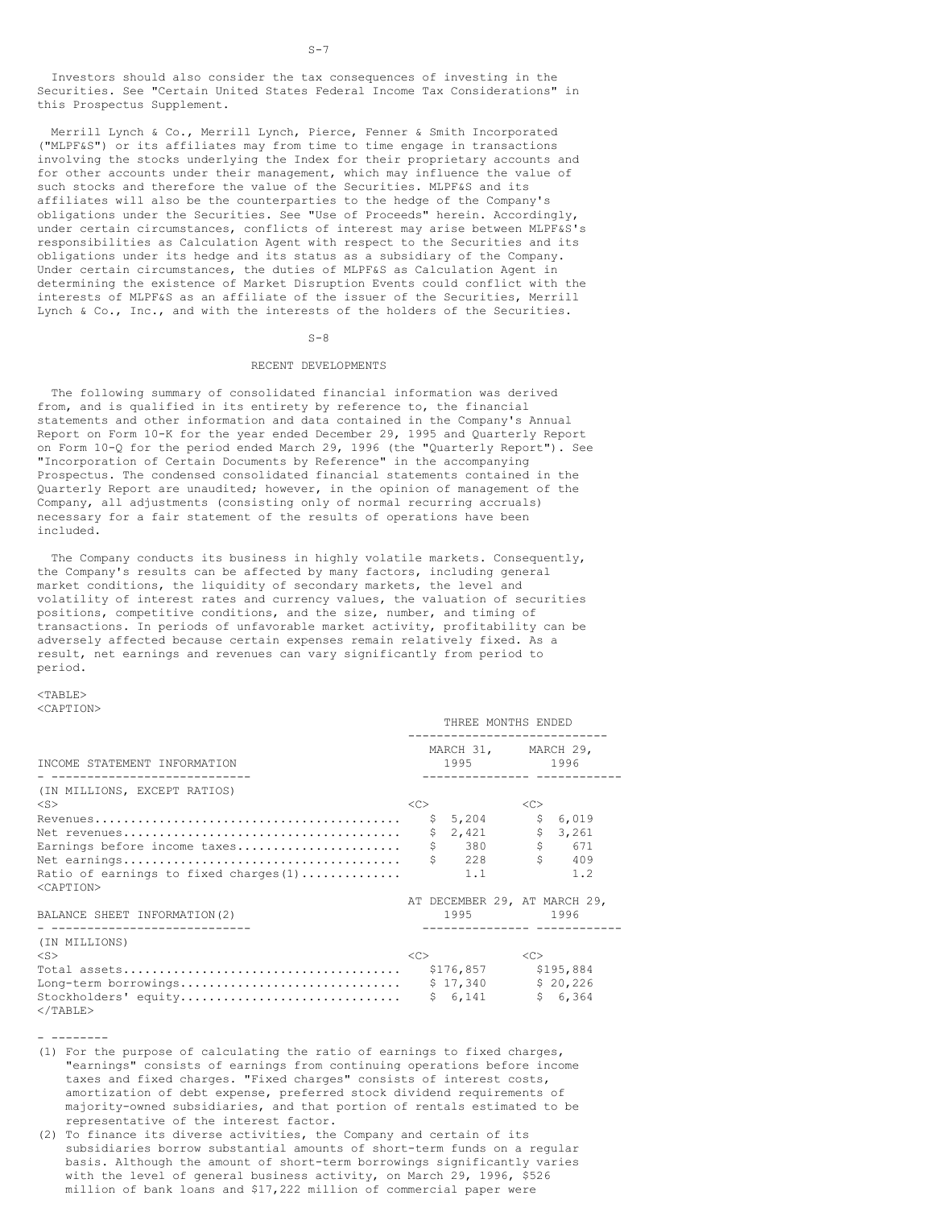Investors should also consider the tax consequences of investing in the Securities. See "Certain United States Federal Income Tax Considerations" in this Prospectus Supplement.

Merrill Lynch & Co., Merrill Lynch, Pierce, Fenner & Smith Incorporated ("MLPF&S") or its affiliates may from time to time engage in transactions involving the stocks underlying the Index for their proprietary accounts and for other accounts under their management, which may influence the value of such stocks and therefore the value of the Securities. MLPF&S and its affiliates will also be the counterparties to the hedge of the Company's obligations under the Securities. See "Use of Proceeds" herein. Accordingly, under certain circumstances, conflicts of interest may arise between MLPF&S's responsibilities as Calculation Agent with respect to the Securities and its obligations under its hedge and its status as a subsidiary of the Company. Under certain circumstances, the duties of MLPF&S as Calculation Agent in determining the existence of Market Disruption Events could conflict with the interests of MLPF&S as an affiliate of the issuer of the Securities, Merrill Lynch & Co., Inc., and with the interests of the holders of the Securities.

## RECENT DEVELOPMENTS

The following summary of consolidated financial information was derived from, and is qualified in its entirety by reference to, the financial statements and other information and data contained in the Company's Annual Report on Form 10-K for the year ended December 29, 1995 and Quarterly Report on Form 10-Q for the period ended March 29, 1996 (the "Quarterly Report"). See "Incorporation of Certain Documents by Reference" in the accompanying Prospectus. The condensed consolidated financial statements contained in the Quarterly Report are unaudited; however, in the opinion of management of the Company, all adjustments (consisting only of normal recurring accruals) necessary for a fair statement of the results of operations have been included.

The Company conducts its business in highly volatile markets. Consequently, the Company's results can be affected by many factors, including general market conditions, the liquidity of secondary markets, the level and volatility of interest rates and currency values, the valuation of securities positions, competitive conditions, and the size, number, and timing of transactions. In periods of unfavorable market activity, profitability can be adversely affected because certain expenses remain relatively fixed. As a result, net earnings and revenues can vary significantly from period to period.

| INCOME STATEMENT INFORMATION | THREE MONTHS ENDED MARCH 31, 1995 | THREE MONTHS ENDED MARCH 29, 1996 |
|---|---|---|
| (IN MILLIONS, EXCEPT RATIOS) | | |
| Revenues | $ 5,204 | $ 6,019 |
| Net revenues | $ 2,421 | $ 3,261 |
| Earnings before income taxes | $ 380 | $ 671 |
| Net earnings | $ 228 | $ 409 |
| Ratio of earnings to fixed charges(1) | 1.1 | 1.2 |

| BALANCE SHEET INFORMATION(2) | AT DECEMBER 29, 1995 | AT MARCH 29, 1996 |
|---|---|---|
| (IN MILLIONS) | | |
| Total assets | $176,857 | $195,884 |
| Long-term borrowings | $ 17,340 | $ 20,226 |
| Stockholders' equity | $ 6,141 | $ 6,364 |

---

(1) For the purpose of calculating the ratio of earnings to fixed charges, "earnings" consists of earnings from continuing operations before income taxes and fixed charges. "Fixed charges" consists of interest costs, amortization of debt expense, preferred stock dividend requirements of majority-owned subsidiaries, and that portion of rentals estimated to be representative of the interest factor.

(2) To finance its diverse activities, the Company and certain of its subsidiaries borrow substantial amounts of short-term funds on a regular basis. Although the amount of short-term borrowings significantly varies with the level of general business activity, on March 29, 1996, $526 million of bank loans and $17,222 million of commercial paper were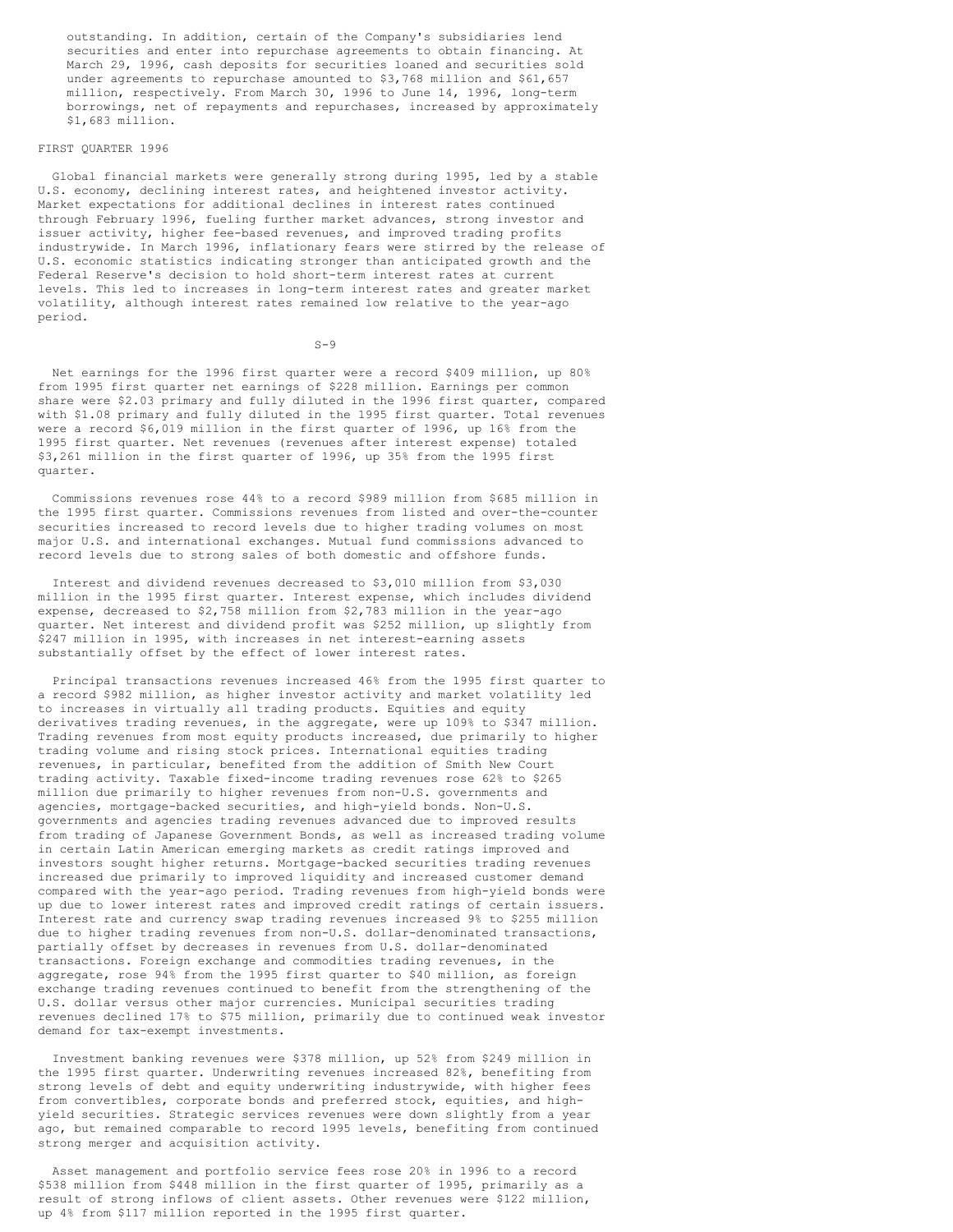outstanding. In addition, certain of the Company's subsidiaries lend securities and enter into repurchase agreements to obtain financing. At March 29, 1996, cash deposits for securities loaned and securities sold under agreements to repurchase amounted to $3,768 million and $61,657 million, respectively. From March 30, 1996 to June 14, 1996, long-term borrowings, net of repayments and repurchases, increased by approximately $1,683 million.

## FIRST QUARTER 1996

Global financial markets were generally strong during 1995, led by a stable U.S. economy, declining interest rates, and heightened investor activity. Market expectations for additional declines in interest rates continued through February 1996, fueling further market advances, strong investor and issuer activity, higher fee-based revenues, and improved trading profits industrywide. In March 1996, inflationary fears were stirred by the release of U.S. economic statistics indicating stronger than anticipated growth and the Federal Reserve's decision to hold short-term interest rates at current levels. This led to increases in long-term interest rates and greater market volatility, although interest rates remained low relative to the year-ago period.

Net earnings for the 1996 first quarter were a record $409 million, up 80% from 1995 first quarter net earnings of $228 million. Earnings per common share were $2.03 primary and fully diluted in the 1996 first quarter, compared with $1.08 primary and fully diluted in the 1995 first quarter. Total revenues were a record $6,019 million in the first quarter of 1996, up 16% from the 1995 first quarter. Net revenues (revenues after interest expense) totaled $3,261 million in the first quarter of 1996, up 35% from the 1995 first quarter.

Commissions revenues rose 44% to a record $989 million from $685 million in the 1995 first quarter. Commissions revenues from listed and over-the-counter securities increased to record levels due to higher trading volumes on most major U.S. and international exchanges. Mutual fund commissions advanced to record levels due to strong sales of both domestic and offshore funds.

Interest and dividend revenues decreased to $3,010 million from $3,030 million in the 1995 first quarter. Interest expense, which includes dividend expense, decreased to $2,758 million from $2,783 million in the year-ago quarter. Net interest and dividend profit was $252 million, up slightly from $247 million in 1995, with increases in net interest-earning assets substantially offset by the effect of lower interest rates.

Principal transactions revenues increased 46% from the 1995 first quarter to a record $982 million, as higher investor activity and market volatility led to increases in virtually all trading products. Equities and equity derivatives trading revenues, in the aggregate, were up 109% to $347 million. Trading revenues from most equity products increased, due primarily to higher trading volume and rising stock prices. International equities trading revenues, in particular, benefited from the addition of Smith New Court trading activity. Taxable fixed-income trading revenues rose 62% to $265 million due primarily to higher revenues from non-U.S. governments and agencies, mortgage-backed securities, and high-yield bonds. Non-U.S. governments and agencies trading revenues advanced due to improved results from trading of Japanese Government Bonds, as well as increased trading volume in certain Latin American emerging markets as credit ratings improved and investors sought higher returns. Mortgage-backed securities trading revenues increased due primarily to improved liquidity and increased customer demand compared with the year-ago period. Trading revenues from high-yield bonds were up due to lower interest rates and improved credit ratings of certain issuers. Interest rate and currency swap trading revenues increased 9% to $255 million due to higher trading revenues from non-U.S. dollar-denominated transactions, partially offset by decreases in revenues from U.S. dollar-denominated transactions. Foreign exchange and commodities trading revenues, in the aggregate, rose 94% from the 1995 first quarter to $40 million, as foreign exchange trading revenues continued to benefit from the strengthening of the U.S. dollar versus other major currencies. Municipal securities trading revenues declined 17% to $75 million, primarily due to continued weak investor demand for tax-exempt investments.

Investment banking revenues were $378 million, up 52% from $249 million in the 1995 first quarter. Underwriting revenues increased 82%, benefiting from strong levels of debt and equity underwriting industrywide, with higher fees from convertibles, corporate bonds and preferred stock, equities, and high-yield securities. Strategic services revenues were down slightly from a year ago, but remained comparable to record 1995 levels, benefiting from continued strong merger and acquisition activity.

Asset management and portfolio service fees rose 20% in 1996 to a record $538 million from $448 million in the first quarter of 1995, primarily as a result of strong inflows of client assets. Other revenues were $122 million, up 4% from $117 million reported in the 1995 first quarter.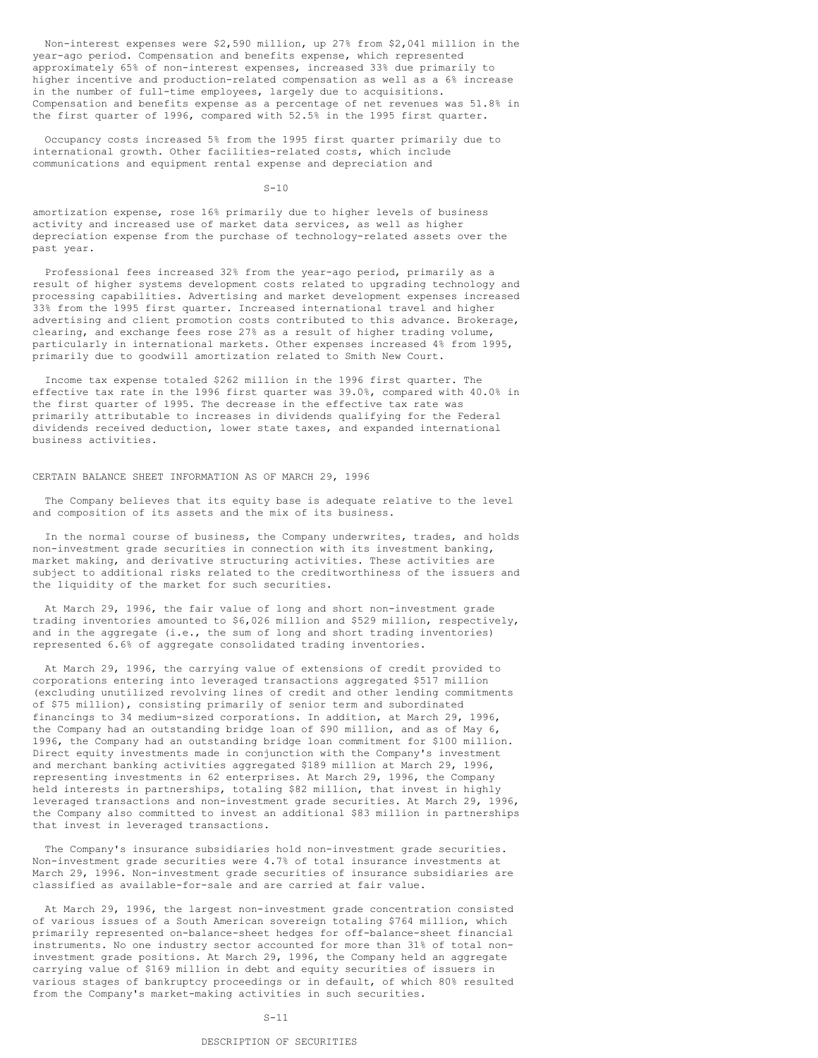Non-interest expenses were $2,590 million, up 27% from $2,041 million in the year-ago period. Compensation and benefits expense, which represented approximately 65% of non-interest expenses, increased 33% due primarily to higher incentive and production-related compensation as well as a 6% increase in the number of full-time employees, largely due to acquisitions. Compensation and benefits expense as a percentage of net revenues was 51.8% in the first quarter of 1996, compared with 52.5% in the 1995 first quarter.

Occupancy costs increased 5% from the 1995 first quarter primarily due to international growth. Other facilities-related costs, which include communications and equipment rental expense and depreciation and amortization expense, rose 16% primarily due to higher levels of business activity and increased use of market data services, as well as higher depreciation expense from the purchase of technology-related assets over the past year.

Professional fees increased 32% from the year-ago period, primarily as a result of higher systems development costs related to upgrading technology and processing capabilities. Advertising and market development expenses increased 33% from the 1995 first quarter. Increased international travel and higher advertising and client promotion costs contributed to this advance. Brokerage, clearing, and exchange fees rose 27% as a result of higher trading volume, particularly in international markets. Other expenses increased 4% from 1995, primarily due to goodwill amortization related to Smith New Court.

Income tax expense totaled $262 million in the 1996 first quarter. The effective tax rate in the 1996 first quarter was 39.0%, compared with 40.0% in the first quarter of 1995. The decrease in the effective tax rate was primarily attributable to increases in dividends qualifying for the Federal dividends received deduction, lower state taxes, and expanded international business activities.

## CERTAIN BALANCE SHEET INFORMATION AS OF MARCH 29, 1996

The Company believes that its equity base is adequate relative to the level and composition of its assets and the mix of its business.

In the normal course of business, the Company underwrites, trades, and holds non-investment grade securities in connection with its investment banking, market making, and derivative structuring activities. These activities are subject to additional risks related to the creditworthiness of the issuers and the liquidity of the market for such securities.

At March 29, 1996, the fair value of long and short non-investment grade trading inventories amounted to $6,026 million and $529 million, respectively, and in the aggregate (i.e., the sum of long and short trading inventories) represented 6.6% of aggregate consolidated trading inventories.

At March 29, 1996, the carrying value of extensions of credit provided to corporations entering into leveraged transactions aggregated $517 million (excluding unutilized revolving lines of credit and other lending commitments of $75 million), consisting primarily of senior term and subordinated financings to 34 medium-sized corporations. In addition, at March 29, 1996, the Company had an outstanding bridge loan of $90 million, and as of May 6, 1996, the Company had an outstanding bridge loan commitment for $100 million. Direct equity investments made in conjunction with the Company's investment and merchant banking activities aggregated $189 million at March 29, 1996, representing investments in 62 enterprises. At March 29, 1996, the Company held interests in partnerships, totaling $82 million, that invest in highly leveraged transactions and non-investment grade securities. At March 29, 1996, the Company also committed to invest an additional $83 million in partnerships that invest in leveraged transactions.

The Company's insurance subsidiaries hold non-investment grade securities. Non-investment grade securities were 4.7% of total insurance investments at March 29, 1996. Non-investment grade securities of insurance subsidiaries are classified as available-for-sale and are carried at fair value.

At March 29, 1996, the largest non-investment grade concentration consisted of various issues of a South American sovereign totaling $764 million, which primarily represented on-balance-sheet hedges for off-balance-sheet financial instruments. No one industry sector accounted for more than 31% of total non-investment grade positions. At March 29, 1996, the Company held an aggregate carrying value of $169 million in debt and equity securities of issuers in various stages of bankruptcy proceedings or in default, of which 80% resulted from the Company's market-making activities in such securities.

## DESCRIPTION OF SECURITIES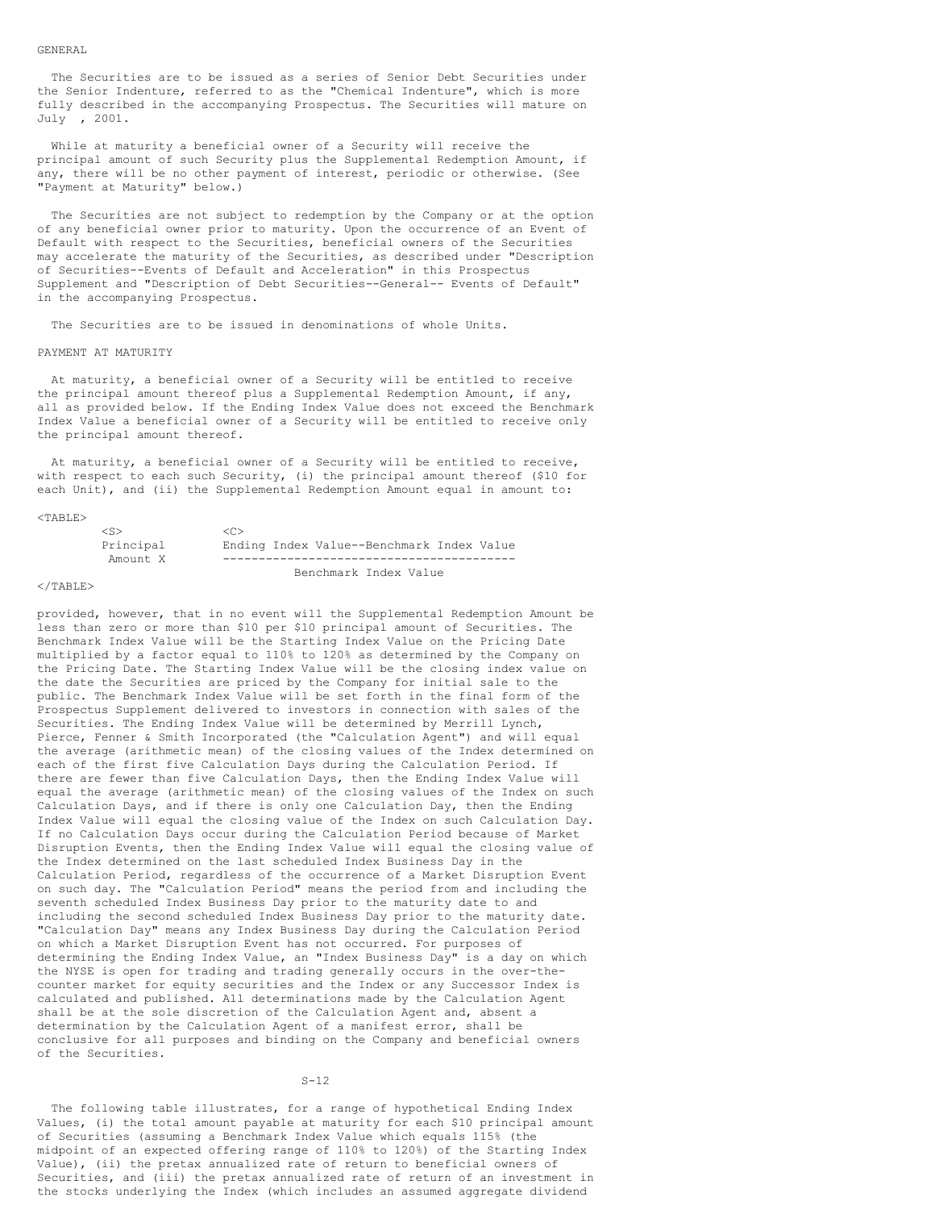## GENERAL

The Securities are to be issued as a series of Senior Debt Securities under the Senior Indenture, referred to as the "Chemical Indenture", which is more fully described in the accompanying Prospectus. The Securities will mature on July , 2001.

While at maturity a beneficial owner of a Security will receive the principal amount of such Security plus the Supplemental Redemption Amount, if any, there will be no other payment of interest, periodic or otherwise. (See "Payment at Maturity" below.)

The Securities are not subject to redemption by the Company or at the option of any beneficial owner prior to maturity. Upon the occurrence of an Event of Default with respect to the Securities, beneficial owners of the Securities may accelerate the maturity of the Securities, as described under "Description of Securities--Events of Default and Acceleration" in this Prospectus Supplement and "Description of Debt Securities--General-- Events of Default" in the accompanying Prospectus.

The Securities are to be issued in denominations of whole Units.

## PAYMENT AT MATURITY

At maturity, a beneficial owner of a Security will be entitled to receive the principal amount thereof plus a Supplemental Redemption Amount, if any, all as provided below. If the Ending Index Value does not exceed the Benchmark Index Value a beneficial owner of a Security will be entitled to receive only the principal amount thereof.

At maturity, a beneficial owner of a Security will be entitled to receive, with respect to each such Security, (i) the principal amount thereof ($10 for each Unit), and (ii) the Supplemental Redemption Amount equal in amount to:

$$\text{Principal Amount} \times \frac{\text{Ending Index Value} - \text{Benchmark Index Value}}{\text{Benchmark Index Value}}$$

provided, however, that in no event will the Supplemental Redemption Amount be less than zero or more than $10 per $10 principal amount of Securities. The Benchmark Index Value will be the Starting Index Value on the Pricing Date multiplied by a factor equal to 110% to 120% as determined by the Company on the Pricing Date. The Starting Index Value will be the closing index value on the date the Securities are priced by the Company for initial sale to the public. The Benchmark Index Value will be set forth in the final form of the Prospectus Supplement delivered to investors in connection with sales of the Securities. The Ending Index Value will be determined by Merrill Lynch, Pierce, Fenner & Smith Incorporated (the "Calculation Agent") and will equal the average (arithmetic mean) of the closing values of the Index determined on each of the first five Calculation Days during the Calculation Period. If there are fewer than five Calculation Days, then the Ending Index Value will equal the average (arithmetic mean) of the closing values of the Index on such Calculation Days, and if there is only one Calculation Day, then the Ending Index Value will equal the closing value of the Index on such Calculation Day. If no Calculation Days occur during the Calculation Period because of Market Disruption Events, then the Ending Index Value will equal the closing value of the Index determined on the last scheduled Index Business Day in the Calculation Period, regardless of the occurrence of a Market Disruption Event on such day. The "Calculation Period" means the period from and including the seventh scheduled Index Business Day prior to the maturity date to and including the second scheduled Index Business Day prior to the maturity date. "Calculation Day" means any Index Business Day during the Calculation Period on which a Market Disruption Event has not occurred. For purposes of determining the Ending Index Value, an "Index Business Day" is a day on which the NYSE is open for trading and trading generally occurs in the over-the-counter market for equity securities and the Index or any Successor Index is calculated and published. All determinations made by the Calculation Agent shall be at the sole discretion of the Calculation Agent and, absent a determination by the Calculation Agent of a manifest error, shall be conclusive for all purposes and binding on the Company and beneficial owners of the Securities.

The following table illustrates, for a range of hypothetical Ending Index Values, (i) the total amount payable at maturity for each $10 principal amount of Securities (assuming a Benchmark Index Value which equals 115% (the midpoint of an expected offering range of 110% to 120%) of the Starting Index Value), (ii) the pretax annualized rate of return to beneficial owners of Securities, and (iii) the pretax annualized rate of return of an investment in the stocks underlying the Index (which includes an assumed aggregate dividend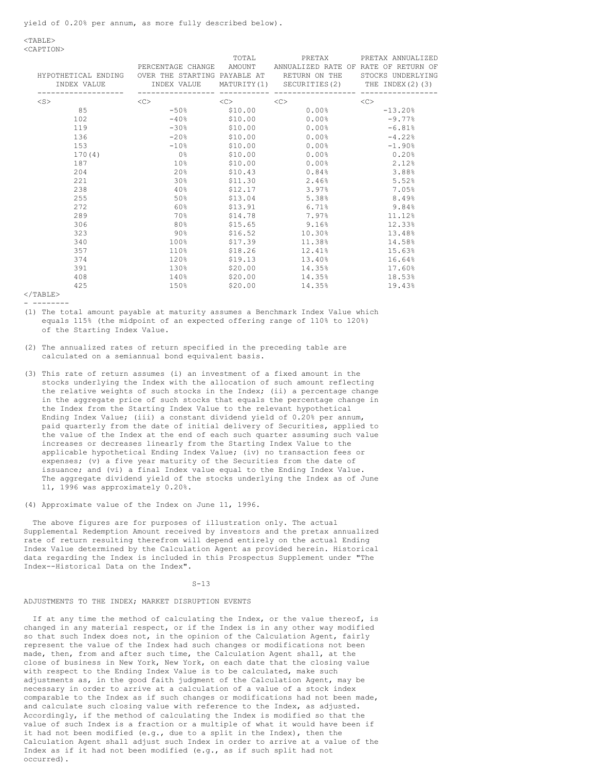yield of 0.20% per annum, as more fully described below).

| HYPOTHETICAL ENDING INDEX VALUE | PERCENTAGE CHANGE OVER THE STARTING INDEX VALUE | TOTAL AMOUNT PAYABLE AT MATURITY(1) | PRETAX ANNUALIZED RATE OF RETURN ON THE SECURITIES(2) | PRETAX ANNUALIZED RATE OF RETURN OF STOCKS UNDERLYING THE INDEX(2)(3) |
|---|---|---|---|---|
| 85 | -50% | $10.00 | 0.00% | -13.20% |
| 102 | -40% | $10.00 | 0.00% | -9.77% |
| 119 | -30% | $10.00 | 0.00% | -6.81% |
| 136 | -20% | $10.00 | 0.00% | -4.22% |
| 153 | -10% | $10.00 | 0.00% | -1.90% |
| 170(4) | 0% | $10.00 | 0.00% | 0.20% |
| 187 | 10% | $10.00 | 0.00% | 2.12% |
| 204 | 20% | $10.43 | 0.84% | 3.88% |
| 221 | 30% | $11.30 | 2.46% | 5.52% |
| 238 | 40% | $12.17 | 3.97% | 7.05% |
| 255 | 50% | $13.04 | 5.38% | 8.49% |
| 272 | 60% | $13.91 | 6.71% | 9.84% |
| 289 | 70% | $14.78 | 7.97% | 11.12% |
| 306 | 80% | $15.65 | 9.16% | 12.33% |
| 323 | 90% | $16.52 | 10.30% | 13.48% |
| 340 | 100% | $17.39 | 11.38% | 14.58% |
| 357 | 110% | $18.26 | 12.41% | 15.63% |
| 374 | 120% | $19.13 | 13.40% | 16.64% |
| 391 | 130% | $20.00 | 14.35% | 17.60% |
| 408 | 140% | $20.00 | 14.35% | 18.53% |
| 425 | 150% | $20.00 | 14.35% | 19.43% |

(1) The total amount payable at maturity assumes a Benchmark Index Value which equals 115% (the midpoint of an expected offering range of 110% to 120%) of the Starting Index Value.

(2) The annualized rates of return specified in the preceding table are calculated on a semiannual bond equivalent basis.

(3) This rate of return assumes (i) an investment of a fixed amount in the stocks underlying the Index with the allocation of such amount reflecting the relative weights of such stocks in the Index; (ii) a percentage change in the aggregate price of such stocks that equals the percentage change in the Index from the Starting Index Value to the relevant hypothetical Ending Index Value; (iii) a constant dividend yield of 0.20% per annum, paid quarterly from the date of initial delivery of Securities, applied to the value of the Index at the end of each quarter assuming such value increases or decreases linearly from the Starting Index Value to the applicable hypothetical Ending Index Value; (iv) no transaction fees or expenses; (v) a five year maturity of the Securities from the date of issuance; and (vi) a final Index value equal to the Ending Index Value. The aggregate dividend yield of the stocks underlying the Index as of June 11, 1996 was approximately 0.20%.

(4) Approximate value of the Index on June 11, 1996.

The above figures are for purposes of illustration only. The actual Supplemental Redemption Amount received by investors and the pretax annualized rate of return resulting therefrom will depend entirely on the actual Ending Index Value determined by the Calculation Agent as provided herein. Historical data regarding the Index is included in this Prospectus Supplement under "The Index--Historical Data on the Index".

## ADJUSTMENTS TO THE INDEX; MARKET DISRUPTION EVENTS

If at any time the method of calculating the Index, or the value thereof, is changed in any material respect, or if the Index is in any other way modified so that such Index does not, in the opinion of the Calculation Agent, fairly represent the value of the Index had such changes or modifications not been made, then, from and after such time, the Calculation Agent shall, at the close of business in New York, New York, on each date that the closing value with respect to the Ending Index Value is to be calculated, make such adjustments as, in the good faith judgment of the Calculation Agent, may be necessary in order to arrive at a calculation of a value of a stock index comparable to the Index as if such changes or modifications had not been made, and calculate such closing value with reference to the Index, as adjusted. Accordingly, if the method of calculating the Index is modified so that the value of such Index is a fraction or a multiple of what it would have been if it had not been modified (e.g., due to a split in the Index), then the Calculation Agent shall adjust such Index in order to arrive at a value of the Index as if it had not been modified (e.g., as if such split had not occurred).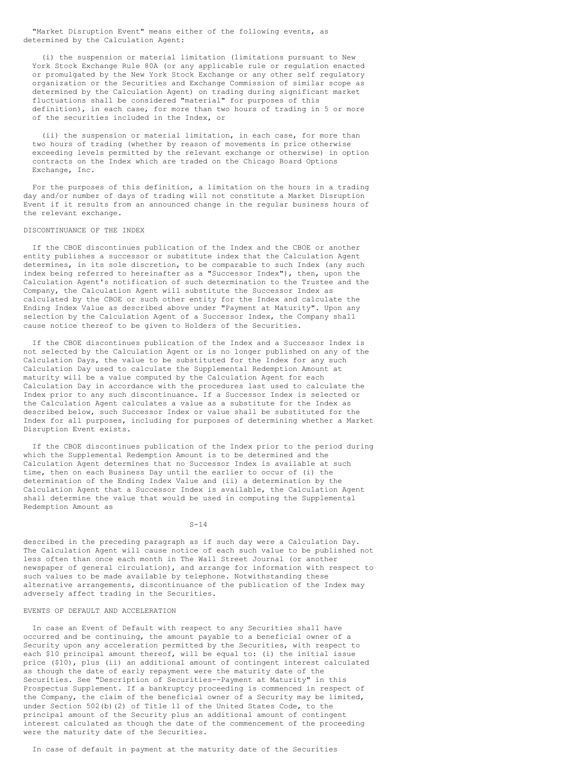"Market Disruption Event" means either of the following events, as determined by the Calculation Agent:

(i) the suspension or material limitation (limitations pursuant to New York Stock Exchange Rule 80A (or any applicable rule or regulation enacted or promulgated by the New York Stock Exchange or any other self regulatory organization or the Securities and Exchange Commission of similar scope as determined by the Calculation Agent) on trading during significant market fluctuations shall be considered "material" for purposes of this definition), in each case, for more than two hours of trading in 5 or more of the securities included in the Index, or

(ii) the suspension or material limitation, in each case, for more than two hours of trading (whether by reason of movements in price otherwise exceeding levels permitted by the relevant exchange or otherwise) in option contracts on the Index which are traded on the Chicago Board Options Exchange, Inc.

For the purposes of this definition, a limitation on the hours in a trading day and/or number of days of trading will not constitute a Market Disruption Event if it results from an announced change in the regular business hours of the relevant exchange.

## DISCONTINUANCE OF THE INDEX

If the CBOE discontinues publication of the Index and the CBOE or another entity publishes a successor or substitute index that the Calculation Agent determines, in its sole discretion, to be comparable to such Index (any such index being referred to hereinafter as a "Successor Index"), then, upon the Calculation Agent's notification of such determination to the Trustee and the Company, the Calculation Agent will substitute the Successor Index as calculated by the CBOE or such other entity for the Index and calculate the Ending Index Value as described above under "Payment at Maturity". Upon any selection by the Calculation Agent of a Successor Index, the Company shall cause notice thereof to be given to Holders of the Securities.

If the CBOE discontinues publication of the Index and a Successor Index is not selected by the Calculation Agent or is no longer published on any of the Calculation Days, the value to be substituted for the Index for any such Calculation Day used to calculate the Supplemental Redemption Amount at maturity will be a value computed by the Calculation Agent for each Calculation Day in accordance with the procedures last used to calculate the Index prior to any such discontinuance. If a Successor Index is selected or the Calculation Agent calculates a value as a substitute for the Index as described below, such Successor Index or value shall be substituted for the Index for all purposes, including for purposes of determining whether a Market Disruption Event exists.

If the CBOE discontinues publication of the Index prior to the period during which the Supplemental Redemption Amount is to be determined and the Calculation Agent determines that no Successor Index is available at such time, then on each Business Day until the earlier to occur of (i) the determination of the Ending Index Value and (ii) a determination by the Calculation Agent that a Successor Index is available, the Calculation Agent shall determine the value that would be used in computing the Supplemental Redemption Amount as described in the preceding paragraph as if such day were a Calculation Day. The Calculation Agent will cause notice of each such value to be published not less often than once each month in The Wall Street Journal (or another newspaper of general circulation), and arrange for information with respect to such values to be made available by telephone. Notwithstanding these alternative arrangements, discontinuance of the publication of the Index may adversely affect trading in the Securities.

## EVENTS OF DEFAULT AND ACCELERATION

In case an Event of Default with respect to any Securities shall have occurred and be continuing, the amount payable to a beneficial owner of a Security upon any acceleration permitted by the Securities, with respect to each $10 principal amount thereof, will be equal to: (i) the initial issue price ($10), plus (ii) an additional amount of contingent interest calculated as though the date of early repayment were the maturity date of the Securities. See "Description of Securities--Payment at Maturity" in this Prospectus Supplement. If a bankruptcy proceeding is commenced in respect of the Company, the claim of the beneficial owner of a Security may be limited, under Section 502(b)(2) of Title 11 of the United States Code, to the principal amount of the Security plus an additional amount of contingent interest calculated as though the date of the commencement of the proceeding were the maturity date of the Securities.

In case of default in payment at the maturity date of the Securities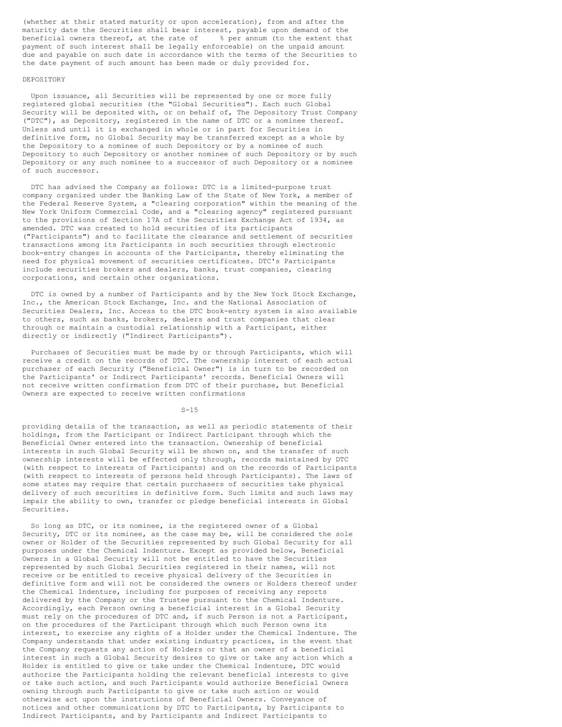(whether at their stated maturity or upon acceleration), from and after the maturity date the Securities shall bear interest, payable upon demand of the beneficial owners thereof, at the rate of % per annum (to the extent that payment of such interest shall be legally enforceable) on the unpaid amount due and payable on such date in accordance with the terms of the Securities to the date payment of such amount has been made or duly provided for.

DEPOSITORY

Upon issuance, all Securities will be represented by one or more fully registered global securities (the "Global Securities"). Each such Global Security will be deposited with, or on behalf of, The Depository Trust Company ("DTC"), as Depository, registered in the name of DTC or a nominee thereof. Unless and until it is exchanged in whole or in part for Securities in definitive form, no Global Security may be transferred except as a whole by the Depository to a nominee of such Depository or by a nominee of such Depository to such Depository or another nominee of such Depository or by such Depository or any such nominee to a successor of such Depository or a nominee of such successor.

DTC has advised the Company as follows: DTC is a limited-purpose trust company organized under the Banking Law of the State of New York, a member of the Federal Reserve System, a "clearing corporation" within the meaning of the New York Uniform Commercial Code, and a "clearing agency" registered pursuant to the provisions of Section 17A of the Securities Exchange Act of 1934, as amended. DTC was created to hold securities of its participants ("Participants") and to facilitate the clearance and settlement of securities transactions among its Participants in such securities through electronic book-entry changes in accounts of the Participants, thereby eliminating the need for physical movement of securities certificates. DTC's Participants include securities brokers and dealers, banks, trust companies, clearing corporations, and certain other organizations.

DTC is owned by a number of Participants and by the New York Stock Exchange, Inc., the American Stock Exchange, Inc. and the National Association of Securities Dealers, Inc. Access to the DTC book-entry system is also available to others, such as banks, brokers, dealers and trust companies that clear through or maintain a custodial relationship with a Participant, either directly or indirectly ("Indirect Participants").

Purchases of Securities must be made by or through Participants, which will receive a credit on the records of DTC. The ownership interest of each actual purchaser of each Security ("Beneficial Owner") is in turn to be recorded on the Participants' or Indirect Participants' records. Beneficial Owners will not receive written confirmation from DTC of their purchase, but Beneficial Owners are expected to receive written confirmations providing details of the transaction, as well as periodic statements of their holdings, from the Participant or Indirect Participant through which the Beneficial Owner entered into the transaction. Ownership of beneficial interests in such Global Security will be shown on, and the transfer of such ownership interests will be effected only through, records maintained by DTC (with respect to interests of Participants) and on the records of Participants (with respect to interests of persons held through Participants). The laws of some states may require that certain purchasers of securities take physical delivery of such securities in definitive form. Such limits and such laws may impair the ability to own, transfer or pledge beneficial interests in Global Securities.

So long as DTC, or its nominee, is the registered owner of a Global Security, DTC or its nominee, as the case may be, will be considered the sole owner or Holder of the Securities represented by such Global Security for all purposes under the Chemical Indenture. Except as provided below, Beneficial Owners in a Global Security will not be entitled to have the Securities represented by such Global Securities registered in their names, will not receive or be entitled to receive physical delivery of the Securities in definitive form and will not be considered the owners or Holders thereof under the Chemical Indenture, including for purposes of receiving any reports delivered by the Company or the Trustee pursuant to the Chemical Indenture. Accordingly, each Person owning a beneficial interest in a Global Security must rely on the procedures of DTC and, if such Person is not a Participant, on the procedures of the Participant through which such Person owns its interest, to exercise any rights of a Holder under the Chemical Indenture. The Company understands that under existing industry practices, in the event that the Company requests any action of Holders or that an owner of a beneficial interest in such a Global Security desires to give or take any action which a Holder is entitled to give or take under the Chemical Indenture, DTC would authorize the Participants holding the relevant beneficial interests to give or take such action, and such Participants would authorize Beneficial Owners owning through such Participants to give or take such action or would otherwise act upon the instructions of Beneficial Owners. Conveyance of notices and other communications by DTC to Participants, by Participants to Indirect Participants, and by Participants and Indirect Participants to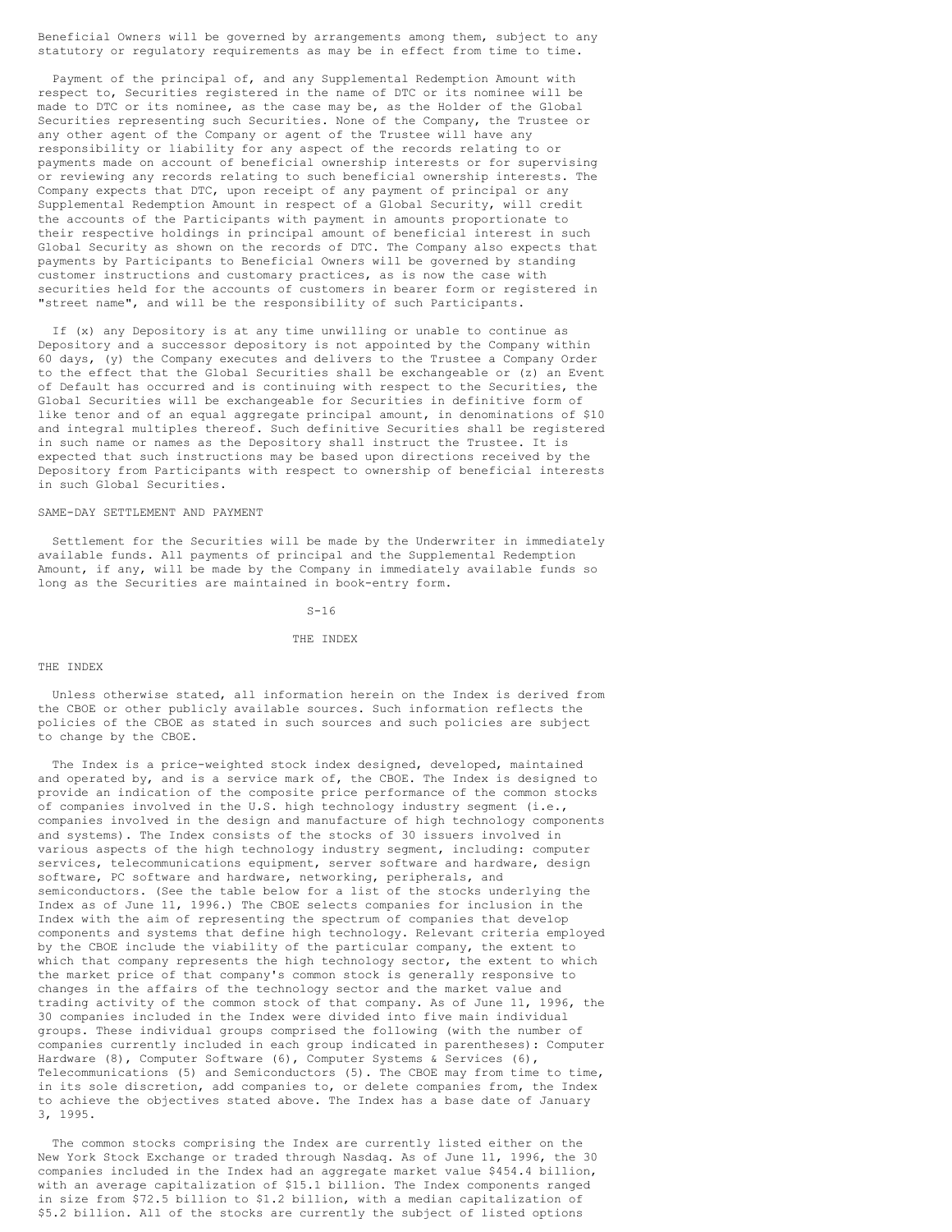Beneficial Owners will be governed by arrangements among them, subject to any statutory or regulatory requirements as may be in effect from time to time.

Payment of the principal of, and any Supplemental Redemption Amount with respect to, Securities registered in the name of DTC or its nominee will be made to DTC or its nominee, as the case may be, as the Holder of the Global Securities representing such Securities. None of the Company, the Trustee or any other agent of the Company or agent of the Trustee will have any responsibility or liability for any aspect of the records relating to or payments made on account of beneficial ownership interests or for supervising or reviewing any records relating to such beneficial ownership interests. The Company expects that DTC, upon receipt of any payment of principal or any Supplemental Redemption Amount in respect of a Global Security, will credit the accounts of the Participants with payment in amounts proportionate to their respective holdings in principal amount of beneficial interest in such Global Security as shown on the records of DTC. The Company also expects that payments by Participants to Beneficial Owners will be governed by standing customer instructions and customary practices, as is now the case with securities held for the accounts of customers in bearer form or registered in "street name", and will be the responsibility of such Participants.

If (x) any Depository is at any time unwilling or unable to continue as Depository and a successor depository is not appointed by the Company within 60 days, (y) the Company executes and delivers to the Trustee a Company Order to the effect that the Global Securities shall be exchangeable or (z) an Event of Default has occurred and is continuing with respect to the Securities, the Global Securities will be exchangeable for Securities in definitive form of like tenor and of an equal aggregate principal amount, in denominations of $10 and integral multiples thereof. Such definitive Securities shall be registered in such name or names as the Depository shall instruct the Trustee. It is expected that such instructions may be based upon directions received by the Depository from Participants with respect to ownership of beneficial interests in such Global Securities.

SAME-DAY SETTLEMENT AND PAYMENT

Settlement for the Securities will be made by the Underwriter in immediately available funds. All payments of principal and the Supplemental Redemption Amount, if any, will be made by the Company in immediately available funds so long as the Securities are maintained in book-entry form.

# THE INDEX

## THE INDEX

Unless otherwise stated, all information herein on the Index is derived from the CBOE or other publicly available sources. Such information reflects the policies of the CBOE as stated in such sources and such policies are subject to change by the CBOE.

The Index is a price-weighted stock index designed, developed, maintained and operated by, and is a service mark of, the CBOE. The Index is designed to provide an indication of the composite price performance of the common stocks of companies involved in the U.S. high technology industry segment (i.e., companies involved in the design and manufacture of high technology components and systems). The Index consists of the stocks of 30 issuers involved in various aspects of the high technology industry segment, including: computer services, telecommunications equipment, server software and hardware, design software, PC software and hardware, networking, peripherals, and semiconductors. (See the table below for a list of the stocks underlying the Index as of June 11, 1996.) The CBOE selects companies for inclusion in the Index with the aim of representing the spectrum of companies that develop components and systems that define high technology. Relevant criteria employed by the CBOE include the viability of the particular company, the extent to which that company represents the high technology sector, the extent to which the market price of that company's common stock is generally responsive to changes in the affairs of the technology sector and the market value and trading activity of the common stock of that company. As of June 11, 1996, the 30 companies included in the Index were divided into five main individual groups. These individual groups comprised the following (with the number of companies currently included in each group indicated in parentheses): Computer Hardware (8), Computer Software (6), Computer Systems & Services (6), Telecommunications (5) and Semiconductors (5). The CBOE may from time to time, in its sole discretion, add companies to, or delete companies from, the Index to achieve the objectives stated above. The Index has a base date of January 3, 1995.

The common stocks comprising the Index are currently listed either on the New York Stock Exchange or traded through Nasdaq. As of June 11, 1996, the 30 companies included in the Index had an aggregate market value $454.4 billion, with an average capitalization of $15.1 billion. The Index components ranged in size from $72.5 billion to $1.2 billion, with a median capitalization of $5.2 billion. All of the stocks are currently the subject of listed options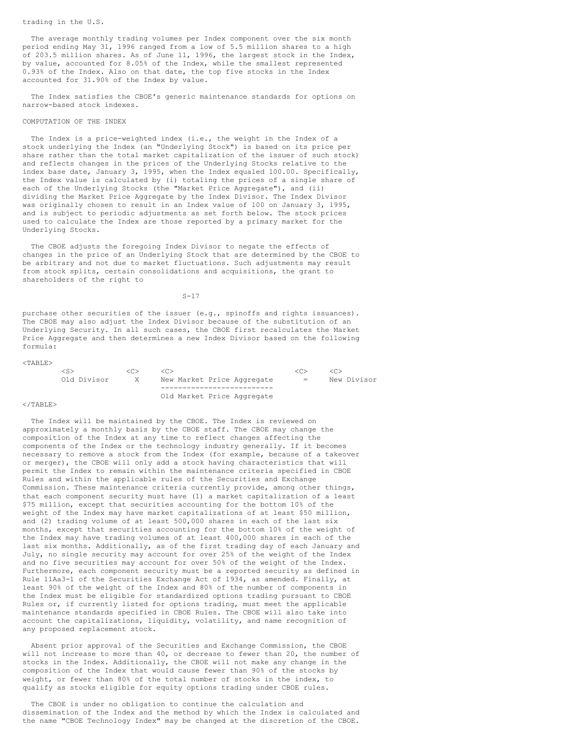trading in the U.S.

The average monthly trading volumes per Index component over the six month period ending May 31, 1996 ranged from a low of 5.5 million shares to a high of 203.5 million shares. As of June 11, 1996, the largest stock in the Index, by value, accounted for 8.05% of the Index, while the smallest represented 0.93% of the Index. Also on that date, the top five stocks in the Index accounted for 31.90% of the Index by value.

The Index satisfies the CBOE's generic maintenance standards for options on narrow-based stock indexes.

COMPUTATION OF THE INDEX

The Index is a price-weighted index (i.e., the weight in the Index of a stock underlying the Index (an "Underlying Stock") is based on its price per share rather than the total market capitalization of the issuer of such stock) and reflects changes in the prices of the Underlying Stocks relative to the index base date, January 3, 1995, when the Index equaled 100.00. Specifically, the Index value is calculated by (i) totaling the prices of a single share of each of the Underlying Stocks (the "Market Price Aggregate"), and (ii) dividing the Market Price Aggregate by the Index Divisor. The Index Divisor was originally chosen to result in an Index value of 100 on January 3, 1995, and is subject to periodic adjustments as set forth below. The stock prices used to calculate the Index are those reported by a primary market for the Underlying Stocks.

The CBOE adjusts the foregoing Index Divisor to negate the effects of changes in the price of an Underlying Stock that are determined by the CBOE to be arbitrary and not due to market fluctuations. Such adjustments may result from stock splits, certain consolidations and acquisitions, the grant to shareholders of the right to purchase other securities of the issuer (e.g., spinoffs and rights issuances). The CBOE may also adjust the Index Divisor because of the substitution of an Underlying Security. In all such cases, the CBOE first recalculates the Market Price Aggregate and then determines a new Index Divisor based on the following formula:

$$\text{Old Divisor} \times \frac{\text{New Market Price Aggregate}}{\text{Old Market Price Aggregate}} = \text{New Divisor}$$

The Index will be maintained by the CBOE. The Index is reviewed on approximately a monthly basis by the CBOE staff. The CBOE may change the composition of the Index at any time to reflect changes affecting the components of the Index or the technology industry generally. If it becomes necessary to remove a stock from the Index (for example, because of a takeover or merger), the CBOE will only add a stock having characteristics that will permit the Index to remain within the maintenance criteria specified in CBOE Rules and within the applicable rules of the Securities and Exchange Commission. These maintenance criteria currently provide, among other things, that each component security must have (1) a market capitalization of a least $75 million, except that securities accounting for the bottom 10% of the weight of the Index may have market capitalizations of at least $50 million, and (2) trading volume of at least 500,000 shares in each of the last six months, except that securities accounting for the bottom 10% of the weight of the Index may have trading volumes of at least 400,000 shares in each of the last six months. Additionally, as of the first trading day of each January and July, no single security may account for over 25% of the weight of the Index and no five securities may account for over 50% of the weight of the Index. Furthermore, each component security must be a reported security as defined in Rule 11Aa3-1 of the Securities Exchange Act of 1934, as amended. Finally, at least 90% of the weight of the Index and 80% of the number of components in the Index must be eligible for standardized options trading pursuant to CBOE Rules or, if currently listed for options trading, must meet the applicable maintenance standards specified in CBOE Rules. The CBOE will also take into account the capitalizations, liquidity, volatility, and name recognition of any proposed replacement stock.

Absent prior approval of the Securities and Exchange Commission, the CBOE will not increase to more than 40, or decrease to fewer than 20, the number of stocks in the Index. Additionally, the CBOE will not make any change in the composition of the Index that would cause fewer than 90% of the stocks by weight, or fewer than 80% of the total number of stocks in the index, to qualify as stocks eligible for equity options trading under CBOE rules.

The CBOE is under no obligation to continue the calculation and dissemination of the Index and the method by which the Index is calculated and the name "CBOE Technology Index" may be changed at the discretion of the CBOE.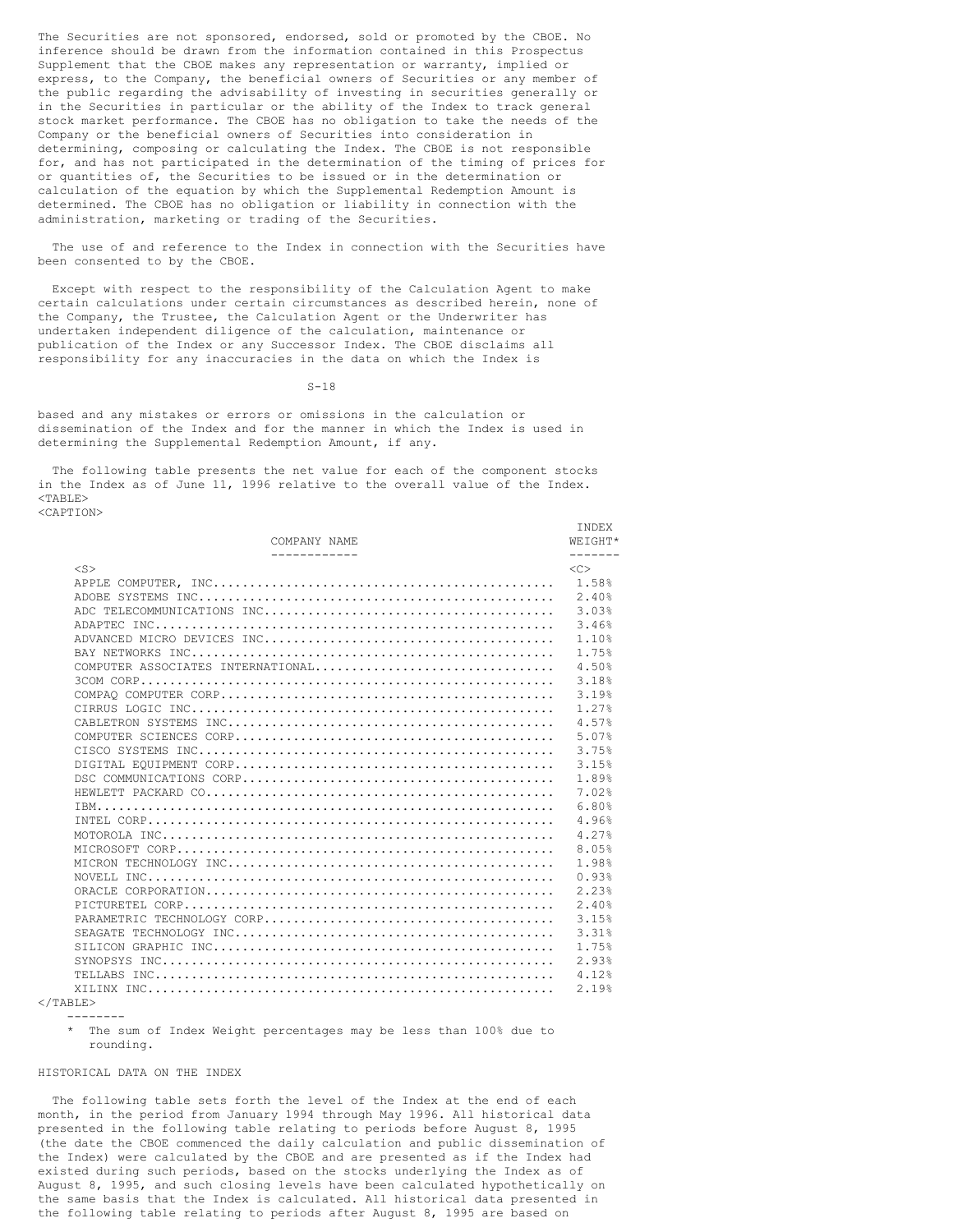The Securities are not sponsored, endorsed, sold or promoted by the CBOE. No inference should be drawn from the information contained in this Prospectus Supplement that the CBOE makes any representation or warranty, implied or express, to the Company, the beneficial owners of Securities or any member of the public regarding the advisability of investing in securities generally or in the Securities in particular or the ability of the Index to track general stock market performance. The CBOE has no obligation to take the needs of the Company or the beneficial owners of Securities into consideration in determining, composing or calculating the Index. The CBOE is not responsible for, and has not participated in the determination of the timing of prices for or quantities of, the Securities to be issued or in the determination or calculation of the equation by which the Supplemental Redemption Amount is determined. The CBOE has no obligation or liability in connection with the administration, marketing or trading of the Securities.

The use of and reference to the Index in connection with the Securities have been consented to by the CBOE.

Except with respect to the responsibility of the Calculation Agent to make certain calculations under certain circumstances as described herein, none of the Company, the Trustee, the Calculation Agent or the Underwriter has undertaken independent diligence of the calculation, maintenance or publication of the Index or any Successor Index. The CBOE disclaims all responsibility for any inaccuracies in the data on which the Index is based and any mistakes or errors or omissions in the calculation or dissemination of the Index and for the manner in which the Index is used in determining the Supplemental Redemption Amount, if any.

The following table presents the net value for each of the component stocks in the Index as of June 11, 1996 relative to the overall value of the Index.

| COMPANY NAME | INDEX WEIGHT* |
|---|---|
| APPLE COMPUTER, INC. | 1.58% |
| ADOBE SYSTEMS INC. | 2.40% |
| ADC TELECOMMUNICATIONS INC. | 3.03% |
| ADAPTEC INC. | 3.46% |
| ADVANCED MICRO DEVICES INC. | 1.10% |
| BAY NETWORKS INC. | 1.75% |
| COMPUTER ASSOCIATES INTERNATIONAL. | 4.50% |
| 3COM CORP. | 3.18% |
| COMPAQ COMPUTER CORP. | 3.19% |
| CIRRUS LOGIC INC. | 1.27% |
| CABLETRON SYSTEMS INC. | 4.57% |
| COMPUTER SCIENCES CORP. | 5.07% |
| CISCO SYSTEMS INC. | 3.75% |
| DIGITAL EQUIPMENT CORP. | 3.15% |
| DSC COMMUNICATIONS CORP. | 1.89% |
| HEWLETT PACKARD CO. | 7.02% |
| IBM. | 6.80% |
| INTEL CORP. | 4.96% |
| MOTOROLA INC. | 4.27% |
| MICROSOFT CORP. | 8.05% |
| MICRON TECHNOLOGY INC. | 1.98% |
| NOVELL INC. | 0.93% |
| ORACLE CORPORATION. | 2.23% |
| PICTURETEL CORP. | 2.40% |
| PARAMETRIC TECHNOLOGY CORP. | 3.15% |
| SEAGATE TECHNOLOGY INC. | 3.31% |
| SILICON GRAPHIC INC. | 1.75% |
| SYNOPSYS INC. | 2.93% |
| TELLABS INC. | 4.12% |
| XILINX INC. | 2.19% |

\* The sum of Index Weight percentages may be less than 100% due to rounding.

HISTORICAL DATA ON THE INDEX

The following table sets forth the level of the Index at the end of each month, in the period from January 1994 through May 1996. All historical data presented in the following table relating to periods before August 8, 1995 (the date the CBOE commenced the daily calculation and public dissemination of the Index) were calculated by the CBOE and are presented as if the Index had existed during such periods, based on the stocks underlying the Index as of August 8, 1995, and such closing levels have been calculated hypothetically on the same basis that the Index is calculated. All historical data presented in the following table relating to periods after August 8, 1995 are based on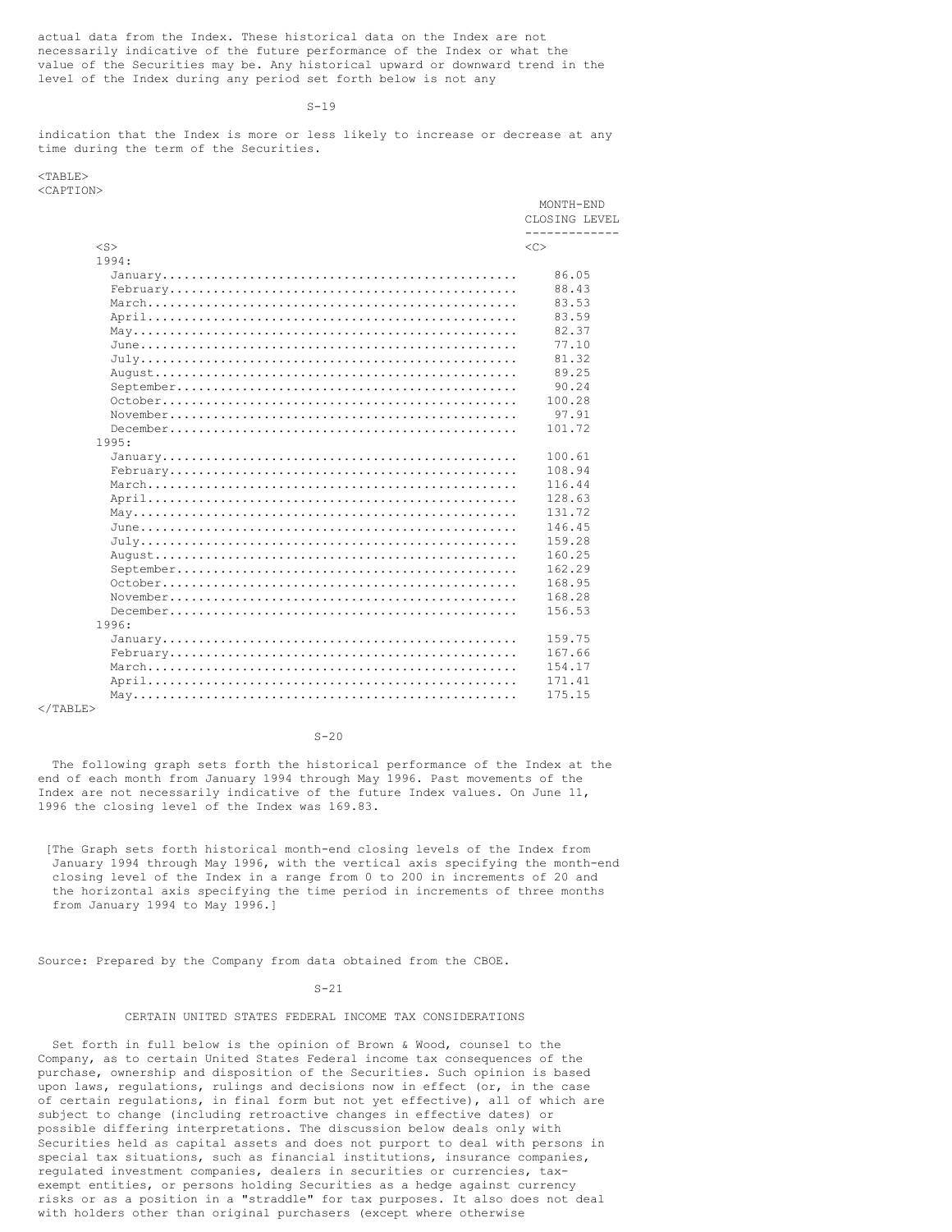actual data from the Index. These historical data on the Index are not necessarily indicative of the future performance of the Index or what the value of the Securities may be. Any historical upward or downward trend in the level of the Index during any period set forth below is not any indication that the Index is more or less likely to increase or decrease at any time during the term of the Securities.

| | MONTH-END CLOSING LEVEL |
|---|---|
| **1994:** | |
| January | 86.05 |
| February | 88.43 |
| March | 83.53 |
| April | 83.59 |
| May | 82.37 |
| June | 77.10 |
| July | 81.32 |
| August | 89.25 |
| September | 90.24 |
| October | 100.28 |
| November | 97.91 |
| December | 101.72 |
| **1995:** | |
| January | 100.61 |
| February | 108.94 |
| March | 116.44 |
| April | 128.63 |
| May | 131.72 |
| June | 146.45 |
| July | 159.28 |
| August | 160.25 |
| September | 162.29 |
| October | 168.95 |
| November | 168.28 |
| December | 156.53 |
| **1996:** | |
| January | 159.75 |
| February | 167.66 |
| March | 154.17 |
| April | 171.41 |
| May | 175.15 |

The following graph sets forth the historical performance of the Index at the end of each month from January 1994 through May 1996. Past movements of the Index are not necessarily indicative of the future Index values. On June 11, 1996 the closing level of the Index was 169.83.

[The Graph sets forth historical month-end closing levels of the Index from January 1994 through May 1996, with the vertical axis specifying the month-end closing level of the Index in a range from 0 to 200 in increments of 20 and the horizontal axis specifying the time period in increments of three months from January 1994 to May 1996.]

Source: Prepared by the Company from data obtained from the CBOE.

## CERTAIN UNITED STATES FEDERAL INCOME TAX CONSIDERATIONS

Set forth in full below is the opinion of Brown & Wood, counsel to the Company, as to certain United States Federal income tax consequences of the purchase, ownership and disposition of the Securities. Such opinion is based upon laws, regulations, rulings and decisions now in effect (or, in the case of certain regulations, in final form but not yet effective), all of which are subject to change (including retroactive changes in effective dates) or possible differing interpretations. The discussion below deals only with Securities held as capital assets and does not purport to deal with persons in special tax situations, such as financial institutions, insurance companies, regulated investment companies, dealers in securities or currencies, tax-exempt entities, or persons holding Securities as a hedge against currency risks or as a position in a "straddle" for tax purposes. It also does not deal with holders other than original purchasers (except where otherwise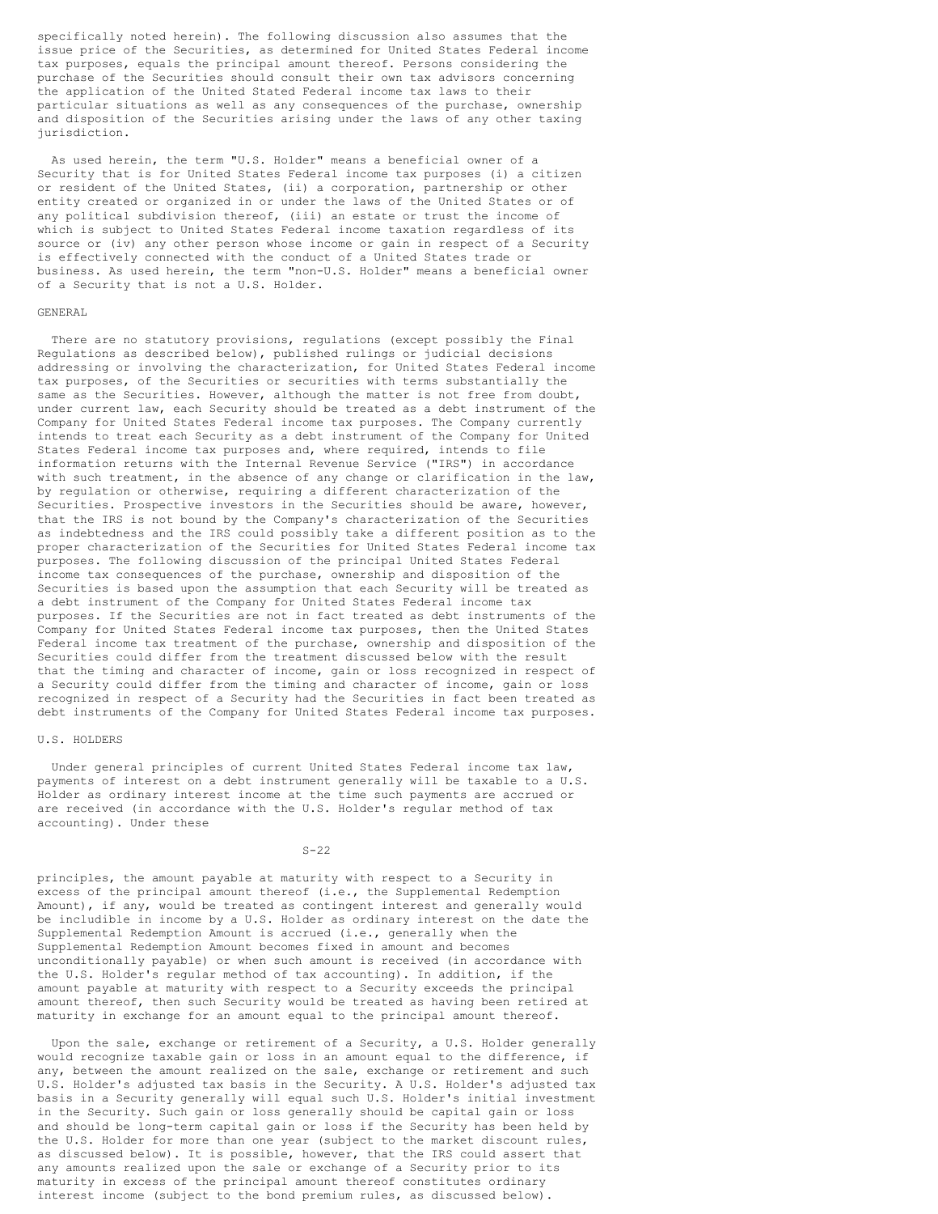specifically noted herein). The following discussion also assumes that the issue price of the Securities, as determined for United States Federal income tax purposes, equals the principal amount thereof. Persons considering the purchase of the Securities should consult their own tax advisors concerning the application of the United Stated Federal income tax laws to their particular situations as well as any consequences of the purchase, ownership and disposition of the Securities arising under the laws of any other taxing jurisdiction.

As used herein, the term "U.S. Holder" means a beneficial owner of a Security that is for United States Federal income tax purposes (i) a citizen or resident of the United States, (ii) a corporation, partnership or other entity created or organized in or under the laws of the United States or of any political subdivision thereof, (iii) an estate or trust the income of which is subject to United States Federal income taxation regardless of its source or (iv) any other person whose income or gain in respect of a Security is effectively connected with the conduct of a United States trade or business. As used herein, the term "non-U.S. Holder" means a beneficial owner of a Security that is not a U.S. Holder.

## GENERAL

There are no statutory provisions, regulations (except possibly the Final Regulations as described below), published rulings or judicial decisions addressing or involving the characterization, for United States Federal income tax purposes, of the Securities or securities with terms substantially the same as the Securities. However, although the matter is not free from doubt, under current law, each Security should be treated as a debt instrument of the Company for United States Federal income tax purposes. The Company currently intends to treat each Security as a debt instrument of the Company for United States Federal income tax purposes and, where required, intends to file information returns with the Internal Revenue Service ("IRS") in accordance with such treatment, in the absence of any change or clarification in the law, by regulation or otherwise, requiring a different characterization of the Securities. Prospective investors in the Securities should be aware, however, that the IRS is not bound by the Company's characterization of the Securities as indebtedness and the IRS could possibly take a different position as to the proper characterization of the Securities for United States Federal income tax purposes. The following discussion of the principal United States Federal income tax consequences of the purchase, ownership and disposition of the Securities is based upon the assumption that each Security will be treated as a debt instrument of the Company for United States Federal income tax purposes. If the Securities are not in fact treated as debt instruments of the Company for United States Federal income tax purposes, then the United States Federal income tax treatment of the purchase, ownership and disposition of the Securities could differ from the treatment discussed below with the result that the timing and character of income, gain or loss recognized in respect of a Security could differ from the timing and character of income, gain or loss recognized in respect of a Security had the Securities in fact been treated as debt instruments of the Company for United States Federal income tax purposes.

## U.S. HOLDERS

Under general principles of current United States Federal income tax law, payments of interest on a debt instrument generally will be taxable to a U.S. Holder as ordinary interest income at the time such payments are accrued or are received (in accordance with the U.S. Holder's regular method of tax accounting). Under these principles, the amount payable at maturity with respect to a Security in excess of the principal amount thereof (i.e., the Supplemental Redemption Amount), if any, would be treated as contingent interest and generally would be includible in income by a U.S. Holder as ordinary interest on the date the Supplemental Redemption Amount is accrued (i.e., generally when the Supplemental Redemption Amount becomes fixed in amount and becomes unconditionally payable) or when such amount is received (in accordance with the U.S. Holder's regular method of tax accounting). In addition, if the amount payable at maturity with respect to a Security exceeds the principal amount thereof, then such Security would be treated as having been retired at maturity in exchange for an amount equal to the principal amount thereof.

Upon the sale, exchange or retirement of a Security, a U.S. Holder generally would recognize taxable gain or loss in an amount equal to the difference, if any, between the amount realized on the sale, exchange or retirement and such U.S. Holder's adjusted tax basis in the Security. A U.S. Holder's adjusted tax basis in a Security generally will equal such U.S. Holder's initial investment in the Security. Such gain or loss generally should be capital gain or loss and should be long-term capital gain or loss if the Security has been held by the U.S. Holder for more than one year (subject to the market discount rules, as discussed below). It is possible, however, that the IRS could assert that any amounts realized upon the sale or exchange of a Security prior to its maturity in excess of the principal amount thereof constitutes ordinary interest income (subject to the bond premium rules, as discussed below).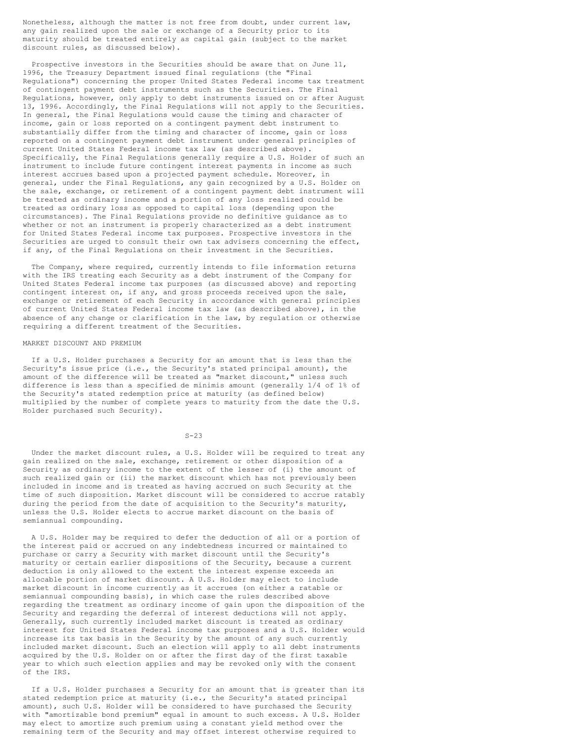Nonetheless, although the matter is not free from doubt, under current law, any gain realized upon the sale or exchange of a Security prior to its maturity should be treated entirely as capital gain (subject to the market discount rules, as discussed below).

Prospective investors in the Securities should be aware that on June 11, 1996, the Treasury Department issued final regulations (the "Final Regulations") concerning the proper United States Federal income tax treatment of contingent payment debt instruments such as the Securities. The Final Regulations, however, only apply to debt instruments issued on or after August 13, 1996. Accordingly, the Final Regulations will not apply to the Securities. In general, the Final Regulations would cause the timing and character of income, gain or loss reported on a contingent payment debt instrument to substantially differ from the timing and character of income, gain or loss reported on a contingent payment debt instrument under general principles of current United States Federal income tax law (as described above). Specifically, the Final Regulations generally require a U.S. Holder of such an instrument to include future contingent interest payments in income as such interest accrues based upon a projected payment schedule. Moreover, in general, under the Final Regulations, any gain recognized by a U.S. Holder on the sale, exchange, or retirement of a contingent payment debt instrument will be treated as ordinary income and a portion of any loss realized could be treated as ordinary loss as opposed to capital loss (depending upon the circumstances). The Final Regulations provide no definitive guidance as to whether or not an instrument is properly characterized as a debt instrument for United States Federal income tax purposes. Prospective investors in the Securities are urged to consult their own tax advisers concerning the effect, if any, of the Final Regulations on their investment in the Securities.

The Company, where required, currently intends to file information returns with the IRS treating each Security as a debt instrument of the Company for United States Federal income tax purposes (as discussed above) and reporting contingent interest on, if any, and gross proceeds received upon the sale, exchange or retirement of each Security in accordance with general principles of current United States Federal income tax law (as described above), in the absence of any change or clarification in the law, by regulation or otherwise requiring a different treatment of the Securities.

MARKET DISCOUNT AND PREMIUM

If a U.S. Holder purchases a Security for an amount that is less than the Security's issue price (i.e., the Security's stated principal amount), the amount of the difference will be treated as "market discount," unless such difference is less than a specified de minimis amount (generally 1/4 of 1% of the Security's stated redemption price at maturity (as defined below) multiplied by the number of complete years to maturity from the date the U.S. Holder purchased such Security).

Under the market discount rules, a U.S. Holder will be required to treat any gain realized on the sale, exchange, retirement or other disposition of a Security as ordinary income to the extent of the lesser of (i) the amount of such realized gain or (ii) the market discount which has not previously been included in income and is treated as having accrued on such Security at the time of such disposition. Market discount will be considered to accrue ratably during the period from the date of acquisition to the Security's maturity, unless the U.S. Holder elects to accrue market discount on the basis of semiannual compounding.

A U.S. Holder may be required to defer the deduction of all or a portion of the interest paid or accrued on any indebtedness incurred or maintained to purchase or carry a Security with market discount until the Security's maturity or certain earlier dispositions of the Security, because a current deduction is only allowed to the extent the interest expense exceeds an allocable portion of market discount. A U.S. Holder may elect to include market discount in income currently as it accrues (on either a ratable or semiannual compounding basis), in which case the rules described above regarding the treatment as ordinary income of gain upon the disposition of the Security and regarding the deferral of interest deductions will not apply. Generally, such currently included market discount is treated as ordinary interest for United States Federal income tax purposes and a U.S. Holder would increase its tax basis in the Security by the amount of any such currently included market discount. Such an election will apply to all debt instruments acquired by the U.S. Holder on or after the first day of the first taxable year to which such election applies and may be revoked only with the consent of the IRS.

If a U.S. Holder purchases a Security for an amount that is greater than its stated redemption price at maturity (i.e., the Security's stated principal amount), such U.S. Holder will be considered to have purchased the Security with "amortizable bond premium" equal in amount to such excess. A U.S. Holder may elect to amortize such premium using a constant yield method over the remaining term of the Security and may offset interest otherwise required to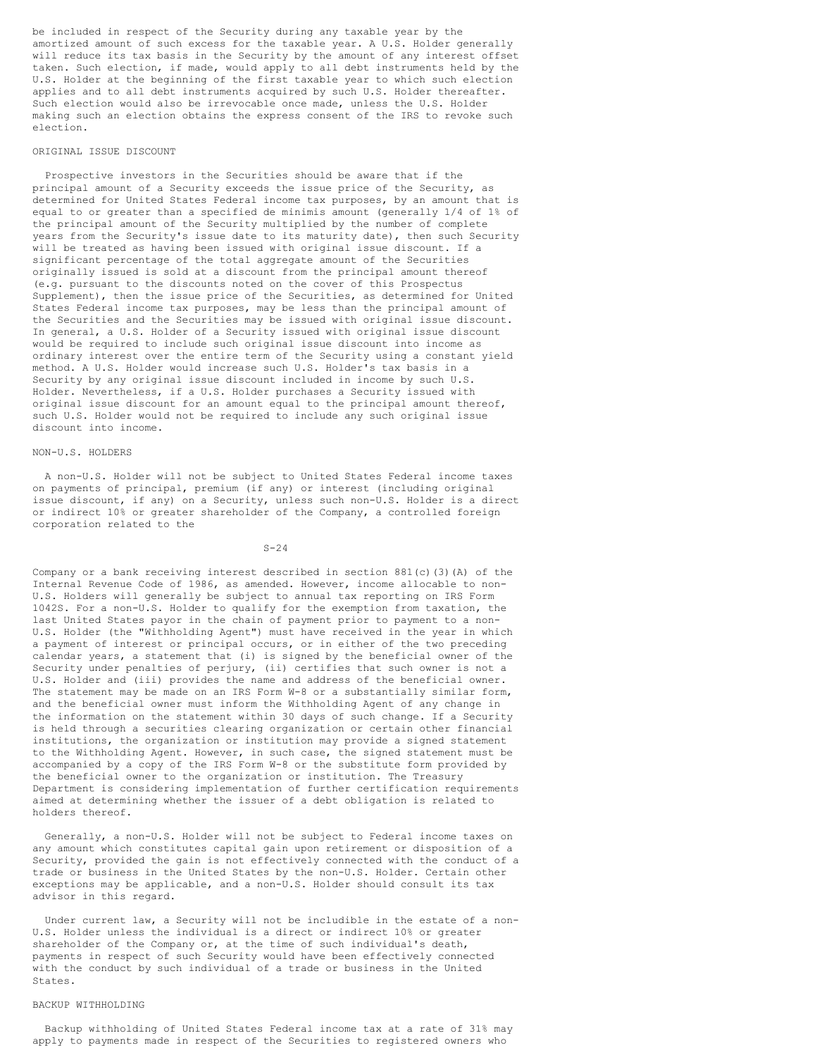be included in respect of the Security during any taxable year by the amortized amount of such excess for the taxable year. A U.S. Holder generally will reduce its tax basis in the Security by the amount of any interest offset taken. Such election, if made, would apply to all debt instruments held by the U.S. Holder at the beginning of the first taxable year to which such election applies and to all debt instruments acquired by such U.S. Holder thereafter. Such election would also be irrevocable once made, unless the U.S. Holder making such an election obtains the express consent of the IRS to revoke such election.

## ORIGINAL ISSUE DISCOUNT

Prospective investors in the Securities should be aware that if the principal amount of a Security exceeds the issue price of the Security, as determined for United States Federal income tax purposes, by an amount that is equal to or greater than a specified de minimis amount (generally 1/4 of 1% of the principal amount of the Security multiplied by the number of complete years from the Security's issue date to its maturity date), then such Security will be treated as having been issued with original issue discount. If a significant percentage of the total aggregate amount of the Securities originally issued is sold at a discount from the principal amount thereof (e.g. pursuant to the discounts noted on the cover of this Prospectus Supplement), then the issue price of the Securities, as determined for United States Federal income tax purposes, may be less than the principal amount of the Securities and the Securities may be issued with original issue discount. In general, a U.S. Holder of a Security issued with original issue discount would be required to include such original issue discount into income as ordinary interest over the entire term of the Security using a constant yield method. A U.S. Holder would increase such U.S. Holder's tax basis in a Security by any original issue discount included in income by such U.S. Holder. Nevertheless, if a U.S. Holder purchases a Security issued with original issue discount for an amount equal to the principal amount thereof, such U.S. Holder would not be required to include any such original issue discount into income.

## NON-U.S. HOLDERS

A non-U.S. Holder will not be subject to United States Federal income taxes on payments of principal, premium (if any) or interest (including original issue discount, if any) on a Security, unless such non-U.S. Holder is a direct or indirect 10% or greater shareholder of the Company, a controlled foreign corporation related to the Company or a bank receiving interest described in section 881(c)(3)(A) of the Internal Revenue Code of 1986, as amended. However, income allocable to non-U.S. Holders will generally be subject to annual tax reporting on IRS Form 1042S. For a non-U.S. Holder to qualify for the exemption from taxation, the last United States payor in the chain of payment prior to payment to a non-U.S. Holder (the "Withholding Agent") must have received in the year in which a payment of interest or principal occurs, or in either of the two preceding calendar years, a statement that (i) is signed by the beneficial owner of the Security under penalties of perjury, (ii) certifies that such owner is not a U.S. Holder and (iii) provides the name and address of the beneficial owner. The statement may be made on an IRS Form W-8 or a substantially similar form, and the beneficial owner must inform the Withholding Agent of any change in the information on the statement within 30 days of such change. If a Security is held through a securities clearing organization or certain other financial institutions, the organization or institution may provide a signed statement to the Withholding Agent. However, in such case, the signed statement must be accompanied by a copy of the IRS Form W-8 or the substitute form provided by the beneficial owner to the organization or institution. The Treasury Department is considering implementation of further certification requirements aimed at determining whether the issuer of a debt obligation is related to holders thereof.

Generally, a non-U.S. Holder will not be subject to Federal income taxes on any amount which constitutes capital gain upon retirement or disposition of a Security, provided the gain is not effectively connected with the conduct of a trade or business in the United States by the non-U.S. Holder. Certain other exceptions may be applicable, and a non-U.S. Holder should consult its tax advisor in this regard.

Under current law, a Security will not be includible in the estate of a non-U.S. Holder unless the individual is a direct or indirect 10% or greater shareholder of the Company or, at the time of such individual's death, payments in respect of such Security would have been effectively connected with the conduct by such individual of a trade or business in the United States.

## BACKUP WITHHOLDING

Backup withholding of United States Federal income tax at a rate of 31% may apply to payments made in respect of the Securities to registered owners who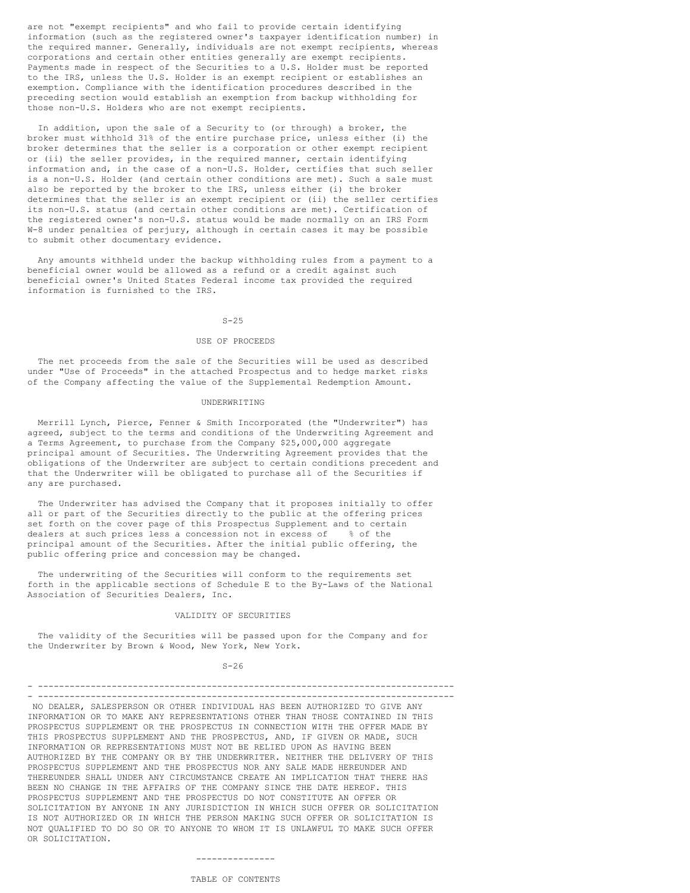are not "exempt recipients" and who fail to provide certain identifying information (such as the registered owner's taxpayer identification number) in the required manner. Generally, individuals are not exempt recipients, whereas corporations and certain other entities generally are exempt recipients. Payments made in respect of the Securities to a U.S. Holder must be reported to the IRS, unless the U.S. Holder is an exempt recipient or establishes an exemption. Compliance with the identification procedures described in the preceding section would establish an exemption from backup withholding for those non-U.S. Holders who are not exempt recipients.

In addition, upon the sale of a Security to (or through) a broker, the broker must withhold 31% of the entire purchase price, unless either (i) the broker determines that the seller is a corporation or other exempt recipient or (ii) the seller provides, in the required manner, certain identifying information and, in the case of a non-U.S. Holder, certifies that such seller is a non-U.S. Holder (and certain other conditions are met). Such a sale must also be reported by the broker to the IRS, unless either (i) the broker determines that the seller is an exempt recipient or (ii) the seller certifies its non-U.S. status (and certain other conditions are met). Certification of the registered owner's non-U.S. status would be made normally on an IRS Form W-8 under penalties of perjury, although in certain cases it may be possible to submit other documentary evidence.

Any amounts withheld under the backup withholding rules from a payment to a beneficial owner would be allowed as a refund or a credit against such beneficial owner's United States Federal income tax provided the required information is furnished to the IRS.

## USE OF PROCEEDS

The net proceeds from the sale of the Securities will be used as described under "Use of Proceeds" in the attached Prospectus and to hedge market risks of the Company affecting the value of the Supplemental Redemption Amount.

## UNDERWRITING

Merrill Lynch, Pierce, Fenner & Smith Incorporated (the "Underwriter") has agreed, subject to the terms and conditions of the Underwriting Agreement and a Terms Agreement, to purchase from the Company $25,000,000 aggregate principal amount of Securities. The Underwriting Agreement provides that the obligations of the Underwriter are subject to certain conditions precedent and that the Underwriter will be obligated to purchase all of the Securities if any are purchased.

The Underwriter has advised the Company that it proposes initially to offer all or part of the Securities directly to the public at the offering prices set forth on the cover page of this Prospectus Supplement and to certain dealers at such prices less a concession not in excess of % of the principal amount of the Securities. After the initial public offering, the public offering price and concession may be changed.

The underwriting of the Securities will conform to the requirements set forth in the applicable sections of Schedule E to the By-Laws of the National Association of Securities Dealers, Inc.

## VALIDITY OF SECURITIES

The validity of the Securities will be passed upon for the Company and for the Underwriter by Brown & Wood, New York, New York.

---

NO DEALER, SALESPERSON OR OTHER INDIVIDUAL HAS BEEN AUTHORIZED TO GIVE ANY INFORMATION OR TO MAKE ANY REPRESENTATIONS OTHER THAN THOSE CONTAINED IN THIS PROSPECTUS SUPPLEMENT OR THE PROSPECTUS IN CONNECTION WITH THE OFFER MADE BY THIS PROSPECTUS SUPPLEMENT AND THE PROSPECTUS, AND, IF GIVEN OR MADE, SUCH INFORMATION OR REPRESENTATIONS MUST NOT BE RELIED UPON AS HAVING BEEN AUTHORIZED BY THE COMPANY OR BY THE UNDERWRITER. NEITHER THE DELIVERY OF THIS PROSPECTUS SUPPLEMENT AND THE PROSPECTUS NOR ANY SALE MADE HEREUNDER AND THEREUNDER SHALL UNDER ANY CIRCUMSTANCE CREATE AN IMPLICATION THAT THERE HAS BEEN NO CHANGE IN THE AFFAIRS OF THE COMPANY SINCE THE DATE HEREOF. THIS PROSPECTUS SUPPLEMENT AND THE PROSPECTUS DO NOT CONSTITUTE AN OFFER OR SOLICITATION BY ANYONE IN ANY JURISDICTION IN WHICH SUCH OFFER OR SOLICITATION IS NOT AUTHORIZED OR IN WHICH THE PERSON MAKING SUCH OFFER OR SOLICITATION IS NOT QUALIFIED TO DO SO OR TO ANYONE TO WHOM IT IS UNLAWFUL TO MAKE SUCH OFFER OR SOLICITATION.

---

## TABLE OF CONTENTS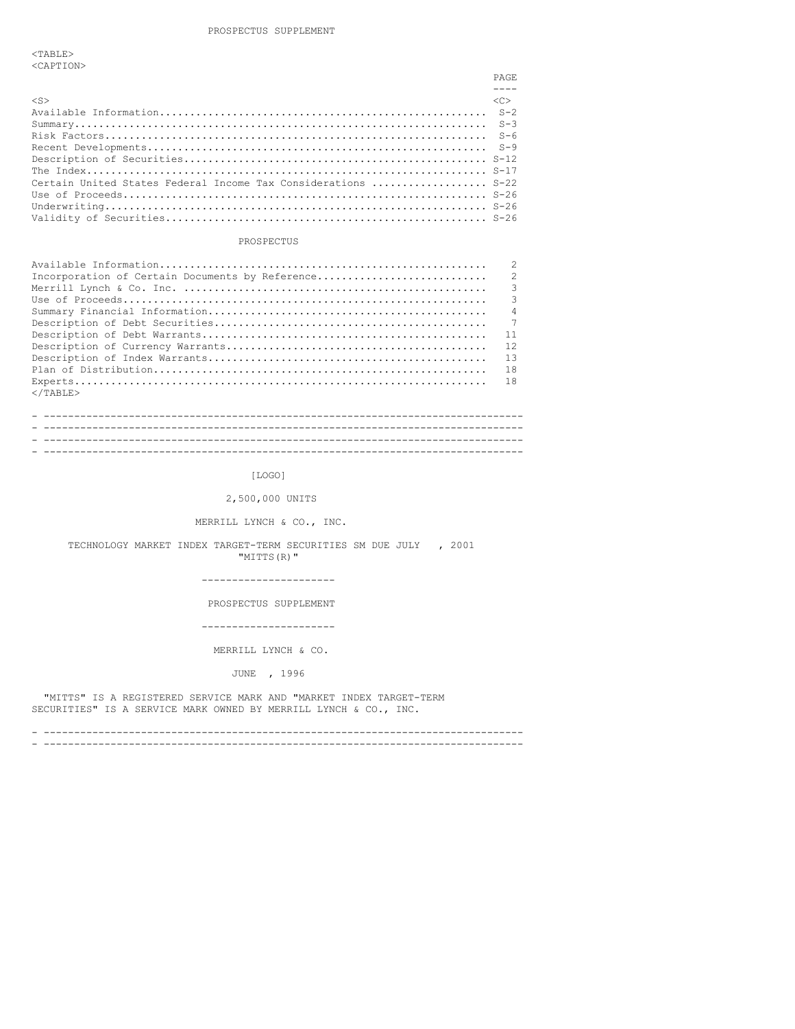PROSPECTUS SUPPLEMENT

| | PAGE |
|---|---|
| Available Information | S-2 |
| Summary | S-3 |
| Risk Factors | S-6 |
| Recent Developments | S-9 |
| Description of Securities | S-12 |
| The Index | S-17 |
| Certain United States Federal Income Tax Considerations | S-22 |
| Use of Proceeds | S-26 |
| Underwriting | S-26 |
| Validity of Securities | S-26 |

PROSPECTUS

| | |
|---|---|
| Available Information | 2 |
| Incorporation of Certain Documents by Reference | 2 |
| Merrill Lynch & Co. Inc. | 3 |
| Use of Proceeds | 3 |
| Summary Financial Information | 4 |
| Description of Debt Securities | 7 |
| Description of Debt Warrants | 11 |
| Description of Currency Warrants | 12 |
| Description of Index Warrants | 13 |
| Plan of Distribution | 18 |
| Experts | 18 |

---

[LOGO]

2,500,000 UNITS

MERRILL LYNCH & CO., INC.

TECHNOLOGY MARKET INDEX TARGET-TERM SECURITIES SM DUE JULY , 2001
"MITTS(R)"

---

PROSPECTUS SUPPLEMENT

---

MERRILL LYNCH & CO.

JUNE , 1996

"MITTS" IS A REGISTERED SERVICE MARK AND "MARKET INDEX TARGET-TERM SECURITIES" IS A SERVICE MARK OWNED BY MERRILL LYNCH & CO., INC.

---